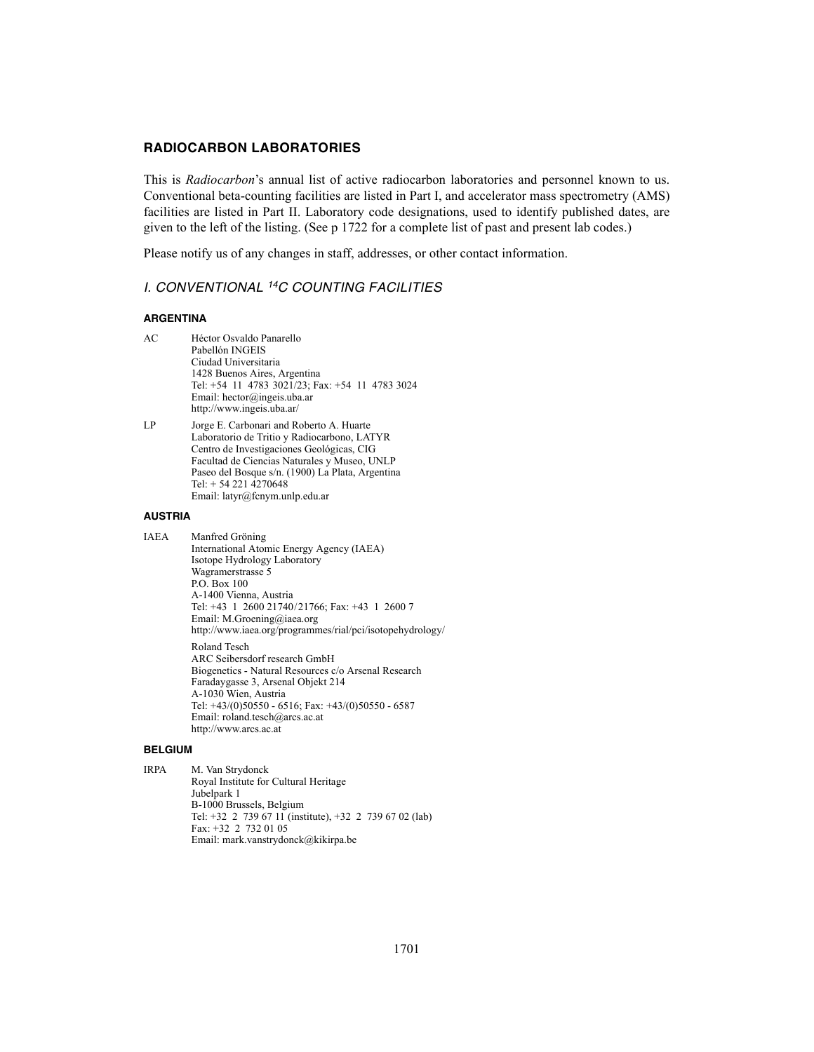## RADIOCARBON LABORATORIES

This is *Radiocarbon*'s annual list of active radiocarbon laboratories and personnel known to us. Conventional beta-counting facilities are listed in Part I, and accelerator mass spectrometry (AMS) facilities are listed in Part II. Laboratory code designations, used to identify published dates, are given to the left of the listing. (See p 1722 for a complete list of past and present lab codes.)

Please notify us of any changes in staff, addresses, or other contact information.

### *I. CONVENTIONAL $^{14}C$ COUNTING FACILITIES*

#### ARGENTINA

AC
Héctor Osvaldo Panarello
Pabellón INGEIS
Ciudad Universitaria
1428 Buenos Aires, Argentina
Tel: +54 11 4783 3021/23; Fax: +54 11 4783 3024
Email: hector@ingeis.uba.ar
http://www.ingeis.uba.ar/

LP
Jorge E. Carbonari and Roberto A. Huarte
Laboratorio de Tritio y Radiocarbono, LATYR
Centro de Investigaciones Geológicas, CIG
Facultad de Ciencias Naturales y Museo, UNLP
Paseo del Bosque s/n. (1900) La Plata, Argentina
Tel: + 54 221 4270648
Email: latyr@fcnym.unlp.edu.ar

#### AUSTRIA

IAEA
Manfred Gröning
International Atomic Energy Agency (IAEA)
Isotope Hydrology Laboratory
Wagramerstrasse 5
P.O. Box 100
A-1400 Vienna, Austria
Tel: +43 1 2600 21740/21766; Fax: +43 1 2600 7
Email: M.Groening@iaea.org
http://www.iaea.org/programmes/rial/pci/isotopehydrology/

Roland Tesch
ARC Seibersdorf research GmbH
Biogenetics - Natural Resources c/o Arsenal Research
Faradaygasse 3, Arsenal Objekt 214
A-1030 Wien, Austria
Tel: +43/(0)50550 - 6516; Fax: +43/(0)50550 - 6587
Email: roland.tesch@arcs.ac.at
http://www.arcs.ac.at

#### BELGIUM

IRPA
M. Van Strydonck
Royal Institute for Cultural Heritage
Jubelpark 1
B-1000 Brussels, Belgium
Tel: +32 2 739 67 11 (institute), +32 2 739 67 02 (lab)
Fax: +32 2 732 01 05
Email: mark.vanstrydonck@kikirpa.be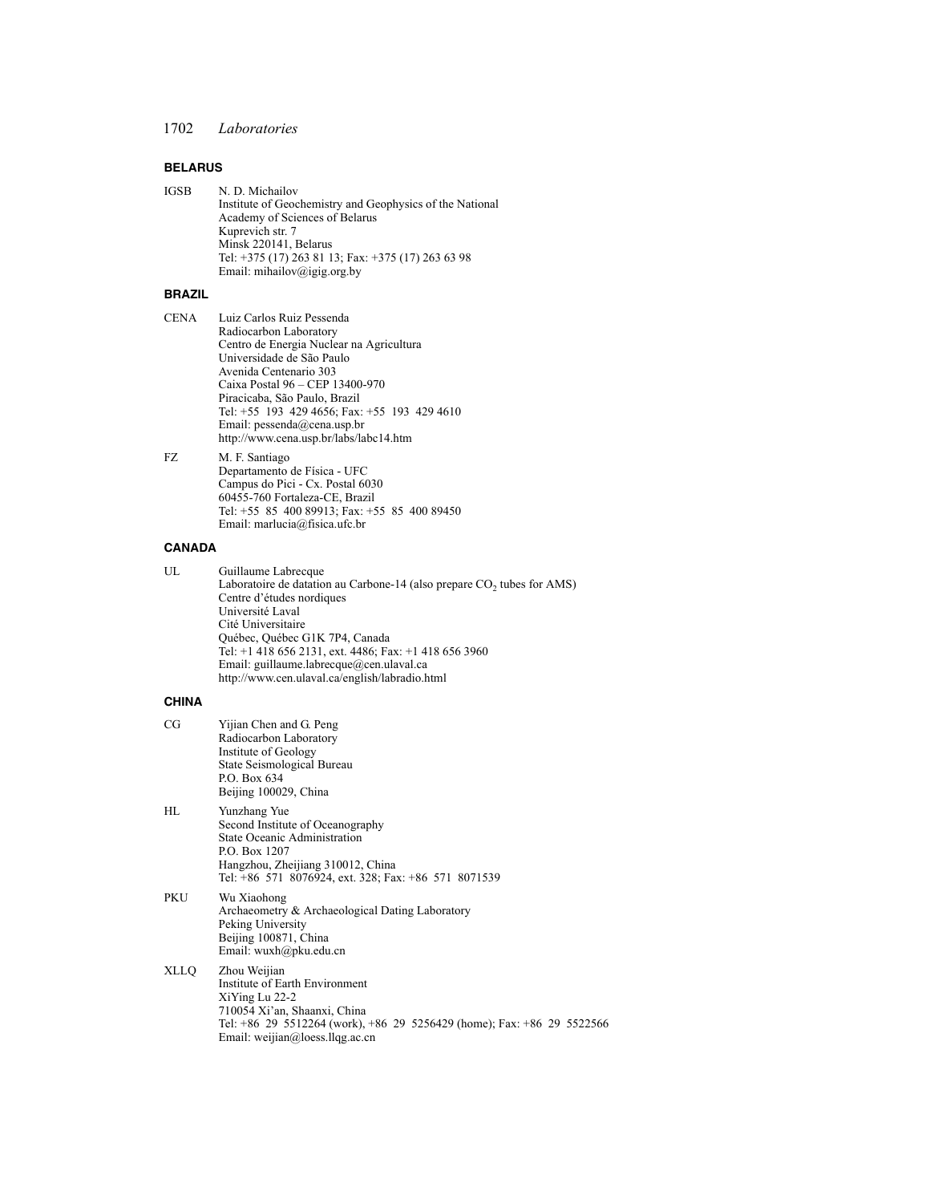## BELARUS

IGSB N. D. Michailov
Institute of Geochemistry and Geophysics of the National Academy of Sciences of Belarus
Kuprevich str. 7
Minsk 220141, Belarus
Tel: +375 (17) 263 81 13; Fax: +375 (17) 263 63 98
Email: mihailov@igig.org.by

## BRAZIL

CENA Luiz Carlos Ruiz Pessenda
Radiocarbon Laboratory
Centro de Energia Nuclear na Agricultura
Universidade de São Paulo
Avenida Centenario 303
Caixa Postal 96 – CEP 13400-970
Piracicaba, São Paulo, Brazil
Tel: +55 193 429 4656; Fax: +55 193 429 4610
Email: pessenda@cena.usp.br
http://www.cena.usp.br/labs/labc14.htm

FZ M. F. Santiago
Departamento de Física - UFC
Campus do Pici - Cx. Postal 6030
60455-760 Fortaleza-CE, Brazil
Tel: +55 85 400 89913; Fax: +55 85 400 89450
Email: marlucia@fisica.ufc.br

## CANADA

UL Guillaume Labrecque
Laboratoire de datation au Carbone-14 (also prepare $CO_2$ tubes for AMS)
Centre d'études nordiques
Université Laval
Cité Universitaire
Québec, Québec G1K 7P4, Canada
Tel: +1 418 656 2131, ext. 4486; Fax: +1 418 656 3960
Email: guillaume.labrecque@cen.ulaval.ca
http://www.cen.ulaval.ca/english/labradio.html

## CHINA

CG Yijian Chen and G. Peng
Radiocarbon Laboratory
Institute of Geology
State Seismological Bureau
P.O. Box 634
Beijing 100029, China

HL Yunzhang Yue
Second Institute of Oceanography
State Oceanic Administration
P.O. Box 1207
Hangzhou, Zheijiang 310012, China
Tel: +86 571 8076924, ext. 328; Fax: +86 571 8071539

PKU Wu Xiaohong
Archaeometry & Archaeological Dating Laboratory
Peking University
Beijing 100871, China
Email: wuxh@pku.edu.cn

XLLQ Zhou Weijian
Institute of Earth Environment
XiYing Lu 22-2
710054 Xi'an, Shaanxi, China
Tel: +86 29 5512264 (work), +86 29 5256429 (home); Fax: +86 29 5522566
Email: weijian@loess.llqg.ac.cn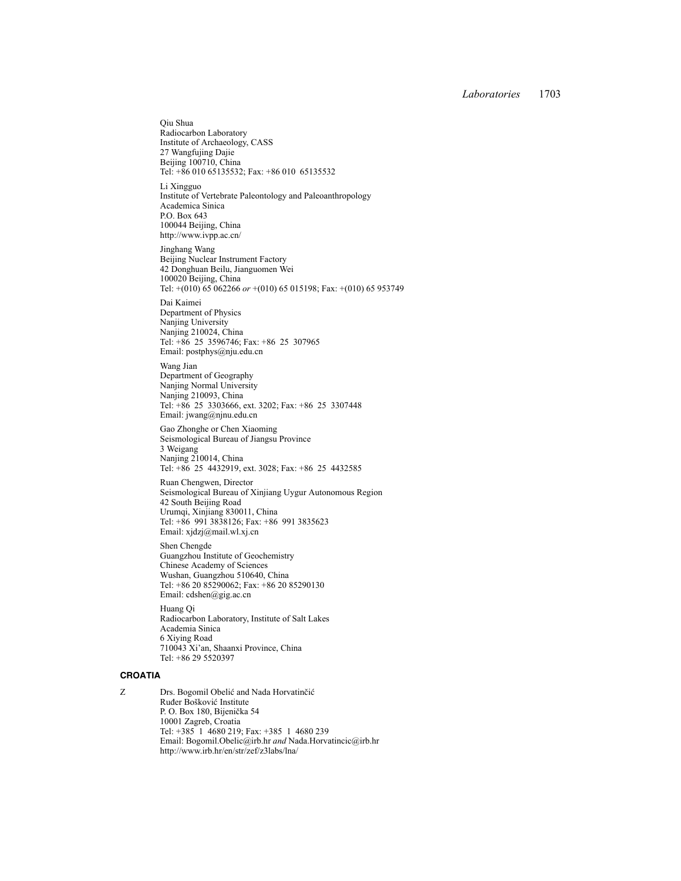Qiu Shua
Radiocarbon Laboratory
Institute of Archaeology, CASS
27 Wangfujing Dajie
Beijing 100710, China
Tel: +86 010 65135532; Fax: +86 010 65135532

Li Xingguo
Institute of Vertebrate Paleontology and Paleoanthropology
Academica Sinica
P.O. Box 643
100044 Beijing, China
http://www.ivpp.ac.cn/

Jinghang Wang
Beijing Nuclear Instrument Factory
42 Donghuan Beilu, Jianguomen Wei
100020 Beijing, China
Tel: +(010) 65 062266 *or* +(010) 65 015198; Fax: +(010) 65 953749

Dai Kaimei
Department of Physics
Nanjing University
Nanjing 210024, China
Tel: +86 25 3596746; Fax: +86 25 307965
Email: postphys@nju.edu.cn

Wang Jian
Department of Geography
Nanjing Normal University
Nanjing 210093, China
Tel: +86 25 3303666, ext. 3202; Fax: +86 25 3307448
Email: jwang@njnu.edu.cn

Gao Zhonghe or Chen Xiaoming
Seismological Bureau of Jiangsu Province
3 Weigang
Nanjing 210014, China
Tel: +86 25 4432919, ext. 3028; Fax: +86 25 4432585

Ruan Chengwen, Director
Seismological Bureau of Xinjiang Uygur Autonomous Region
42 South Beijing Road
Urumqi, Xinjiang 830011, China
Tel: +86 991 3838126; Fax: +86 991 3835623
Email: xjdzj@mail.wl.xj.cn

Shen Chengde
Guangzhou Institute of Geochemistry
Chinese Academy of Sciences
Wushan, Guangzhou 510640, China
Tel: +86 20 85290062; Fax: +86 20 85290130
Email: cdshen@gig.ac.cn

Huang Qi
Radiocarbon Laboratory, Institute of Salt Lakes
Academia Sinica
6 Xiying Road
710043 Xi'an, Shaanxi Province, China
Tel: +86 29 5520397

## CROATIA

Z — Drs. Bogomil Obelić and Nada Horvatinčić
Ruđer Bošković Institute
P. O. Box 180, Bijenička 54
10001 Zagreb, Croatia
Tel: +385 1 4680 219; Fax: +385 1 4680 239
Email: Bogomil.Obelic@irb.hr *and* Nada.Horvatincic@irb.hr
http://www.irb.hr/en/str/zef/z3labs/lna/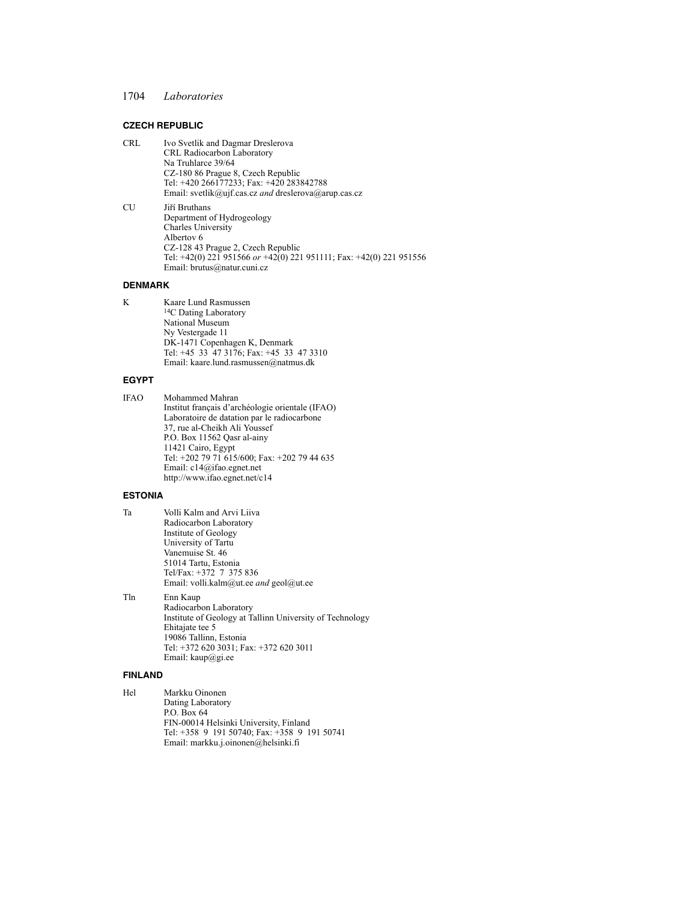## CZECH REPUBLIC

CRL Ivo Svetlik and Dagmar Dreslerova
CRL Radiocarbon Laboratory
Na Truhlarce 39/64
CZ-180 86 Prague 8, Czech Republic
Tel: +420 266177233; Fax: +420 283842788
Email: svetlik@ujf.cas.cz *and* dreslerova@arup.cas.cz

CU Jiří Bruthans
Department of Hydrogeology
Charles University
Albertov 6
CZ-128 43 Prague 2, Czech Republic
Tel: +42(0) 221 951566 *or* +42(0) 221 951111; Fax: +42(0) 221 951556
Email: brutus@natur.cuni.cz

## DENMARK

K Kaare Lund Rasmussen
$^{14}$C Dating Laboratory
National Museum
Ny Vestergade 11
DK-1471 Copenhagen K, Denmark
Tel: +45 33 47 3176; Fax: +45 33 47 3310
Email: kaare.lund.rasmussen@natmus.dk

## EGYPT

IFAO Mohammed Mahran
Institut français d'archéologie orientale (IFAO)
Laboratoire de datation par le radiocarbone
37, rue al-Cheikh Ali Youssef
P.O. Box 11562 Qasr al-ainy
11421 Cairo, Egypt
Tel: +202 79 71 615/600; Fax: +202 79 44 635
Email: c14@ifao.egnet.net
http://www.ifao.egnet.net/c14

## ESTONIA

Ta Volli Kalm and Arvi Liiva
Radiocarbon Laboratory
Institute of Geology
University of Tartu
Vanemuise St. 46
51014 Tartu, Estonia
Tel/Fax: +372 7 375 836
Email: volli.kalm@ut.ee *and* geol@ut.ee

Tln Enn Kaup
Radiocarbon Laboratory
Institute of Geology at Tallinn University of Technology
Ehitajate tee 5
19086 Tallinn, Estonia
Tel: +372 620 3031; Fax: +372 620 3011
Email: kaup@gi.ee

## FINLAND

Hel Markku Oinonen
Dating Laboratory
P.O. Box 64
FIN-00014 Helsinki University, Finland
Tel: +358 9 191 50740; Fax: +358 9 191 50741
Email: markku.j.oinonen@helsinki.fi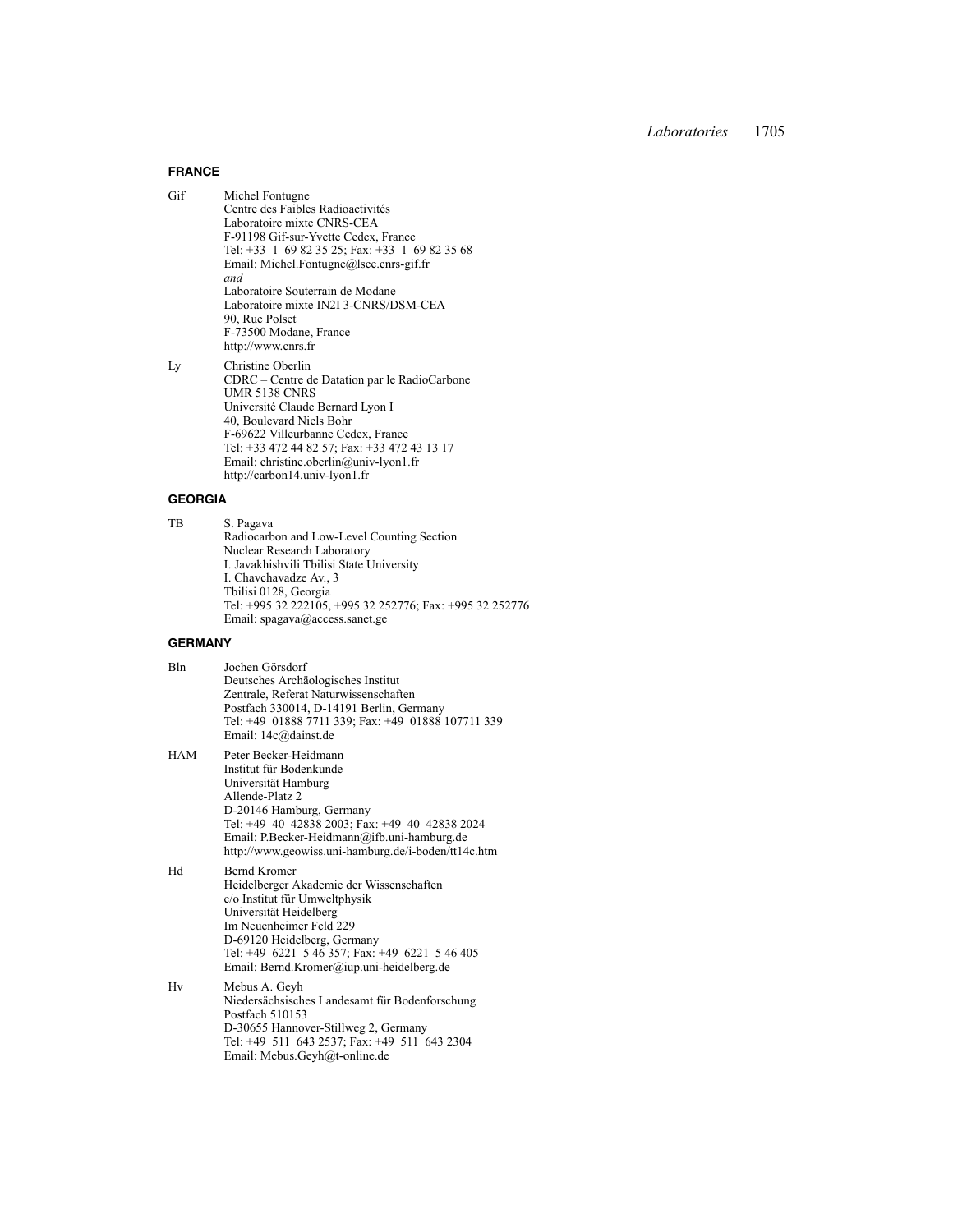## FRANCE

Gif Michel Fontugne
Centre des Faibles Radioactivités
Laboratoire mixte CNRS-CEA
F-91198 Gif-sur-Yvette Cedex, France
Tel: +33 1 69 82 35 25; Fax: +33 1 69 82 35 68
Email: Michel.Fontugne@lsce.cnrs-gif.fr
*and*
Laboratoire Souterrain de Modane
Laboratoire mixte IN2I 3-CNRS/DSM-CEA
90, Rue Polset
F-73500 Modane, France
http://www.cnrs.fr

Ly Christine Oberlin
CDRC – Centre de Datation par le RadioCarbone
UMR 5138 CNRS
Université Claude Bernard Lyon I
40, Boulevard Niels Bohr
F-69622 Villeurbanne Cedex, France
Tel: +33 472 44 82 57; Fax: +33 472 43 13 17
Email: christine.oberlin@univ-lyon1.fr
http://carbon14.univ-lyon1.fr

## GEORGIA

TB S. Pagava
Radiocarbon and Low-Level Counting Section
Nuclear Research Laboratory
I. Javakhishvili Tbilisi State University
I. Chavchavadze Av., 3
Tbilisi 0128, Georgia
Tel: +995 32 222105, +995 32 252776; Fax: +995 32 252776
Email: spagava@access.sanet.ge

## GERMANY

Bln Jochen Görsdorf
Deutsches Archäologisches Institut
Zentrale, Referat Naturwissenschaften
Postfach 330014, D-14191 Berlin, Germany
Tel: +49 01888 7711 339; Fax: +49 01888 107711 339
Email: 14c@dainst.de

HAM Peter Becker-Heidmann
Institut für Bodenkunde
Universität Hamburg
Allende-Platz 2
D-20146 Hamburg, Germany
Tel: +49 40 42838 2003; Fax: +49 40 42838 2024
Email: P.Becker-Heidmann@ifb.uni-hamburg.de
http://www.geowiss.uni-hamburg.de/i-boden/tt14c.htm

Hd Bernd Kromer
Heidelberger Akademie der Wissenschaften
c/o Institut für Umweltphysik
Universität Heidelberg
Im Neuenheimer Feld 229
D-69120 Heidelberg, Germany
Tel: +49 6221 5 46 357; Fax: +49 6221 5 46 405
Email: Bernd.Kromer@iup.uni-heidelberg.de

Hv Mebus A. Geyh
Niedersächsisches Landesamt für Bodenforschung
Postfach 510153
D-30655 Hannover-Stillweg 2, Germany
Tel: +49 511 643 2537; Fax: +49 511 643 2304
Email: Mebus.Geyh@t-online.de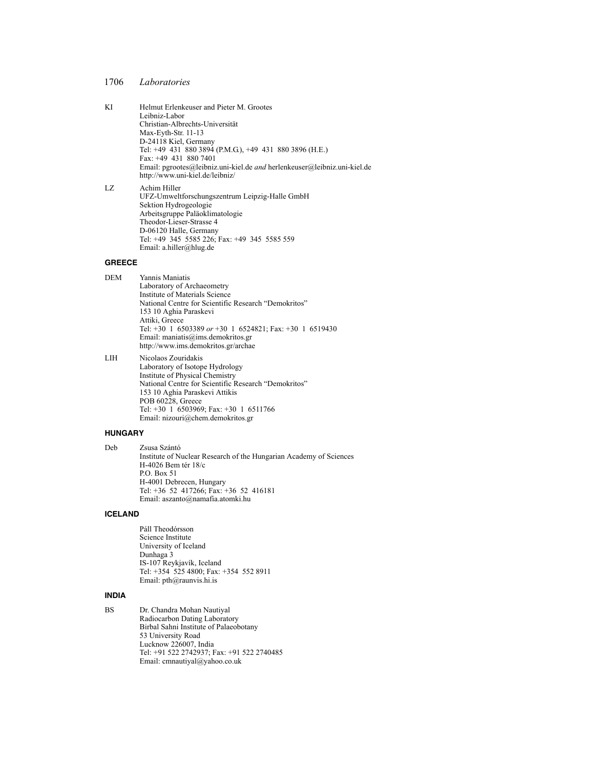**KI** Helmut Erlenkeuser and Pieter M. Grootes
Leibniz-Labor
Christian-Albrechts-Universität
Max-Eyth-Str. 11-13
D-24118 Kiel, Germany
Tel: +49 431 880 3894 (P.M.G.), +49 431 880 3896 (H.E.)
Fax: +49 431 880 7401
Email: pgrootes@leibniz.uni-kiel.de *and* herlenkeuser@leibniz.uni-kiel.de
http://www.uni-kiel.de/leibniz/

**LZ** Achim Hiller
UFZ-Umweltforschungszentrum Leipzig-Halle GmbH
Sektion Hydrogeologie
Arbeitsgruppe Paläoklimatologie
Theodor-Lieser-Strasse 4
D-06120 Halle, Germany
Tel: +49 345 5585 226; Fax: +49 345 5585 559
Email: a.hiller@hlug.de

## GREECE

**DEM** Yannis Maniatis
Laboratory of Archaeometry
Institute of Materials Science
National Centre for Scientific Research "Demokritos"
153 10 Aghia Paraskevi
Attiki, Greece
Tel: +30 1 6503389 *or* +30 1 6524821; Fax: +30 1 6519430
Email: maniatis@ims.demokritos.gr
http://www.ims.demokritos.gr/archae

**LIH** Nicolaos Zouridakis
Laboratory of Isotope Hydrology
Institute of Physical Chemistry
National Centre for Scientific Research "Demokritos"
153 10 Aghia Paraskevi Attikis
POB 60228, Greece
Tel: +30 1 6503969; Fax: +30 1 6511766
Email: nizouri@chem.demokritos.gr

## HUNGARY

**Deb** Zsusa Szántó
Institute of Nuclear Research of the Hungarian Academy of Sciences
H-4026 Bem tér 18/c
P.O. Box 51
H-4001 Debrecen, Hungary
Tel: +36 52 417266; Fax: +36 52 416181
Email: aszanto@namafia.atomki.hu

## ICELAND

Páll Theodórsson
Science Institute
University of Iceland
Dunhaga 3
IS-107 Reykjavík, Iceland
Tel: +354 525 4800; Fax: +354 552 8911
Email: pth@raunvis.hi.is

## INDIA

**BS** Dr. Chandra Mohan Nautiyal
Radiocarbon Dating Laboratory
Birbal Sahni Institute of Palaeobotany
53 University Road
Lucknow 226007, India
Tel: +91 522 2742937; Fax: +91 522 2740485
Email: cmnautiyal@yahoo.co.uk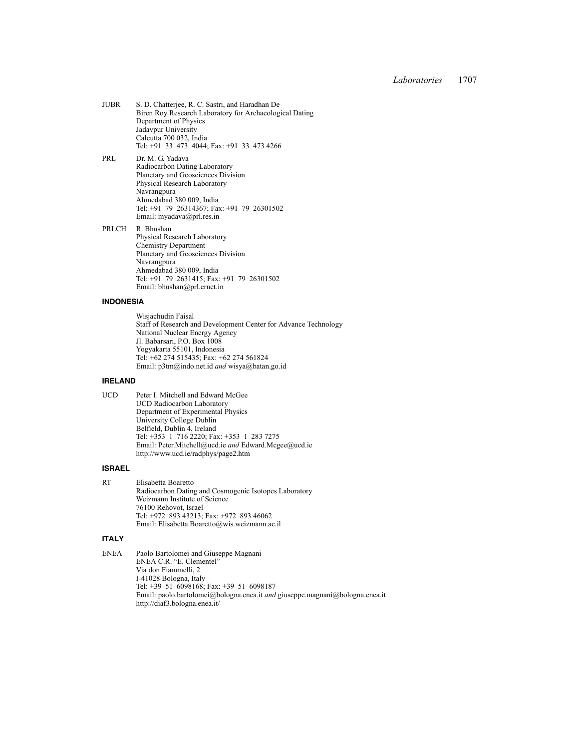JUBR S. D. Chatterjee, R. C. Sastri, and Haradhan De
Biren Roy Research Laboratory for Archaeological Dating
Department of Physics
Jadavpur University
Calcutta 700 032, India
Tel: +91 33 473 4044; Fax: +91 33 473 4266

PRL Dr. M. G. Yadava
Radiocarbon Dating Laboratory
Planetary and Geosciences Division
Physical Research Laboratory
Navrangpura
Ahmedabad 380 009, India
Tel: +91 79 26314367; Fax: +91 79 26301502
Email: myadava@prl.res.in

PRLCH R. Bhushan
Physical Research Laboratory
Chemistry Department
Planetary and Geosciences Division
Navrangpura
Ahmedabad 380 009, India
Tel: +91 79 2631415; Fax: +91 79 26301502
Email: bhushan@prl.ernet.in

## INDONESIA

Wisjachudin Faisal
Staff of Research and Development Center for Advance Technology
National Nuclear Energy Agency
Jl. Babarsari, P.O. Box 1008
Yogyakarta 55101, Indonesia
Tel: +62 274 515435; Fax: +62 274 561824
Email: p3tm@indo.net.id *and* wisya@batan.go.id

## IRELAND

UCD Peter I. Mitchell and Edward McGee
UCD Radiocarbon Laboratory
Department of Experimental Physics
University College Dublin
Belfield, Dublin 4, Ireland
Tel: +353 1 716 2220; Fax: +353 1 283 7275
Email: Peter.Mitchell@ucd.ie *and* Edward.Mcgee@ucd.ie
http://www.ucd.ie/radphys/page2.htm

## ISRAEL

RT Elisabetta Boaretto
Radiocarbon Dating and Cosmogenic Isotopes Laboratory
Weizmann Institute of Science
76100 Rehovot, Israel
Tel: +972 893 43213; Fax: +972 893 46062
Email: Elisabetta.Boaretto@wis.weizmann.ac.il

## ITALY

ENEA Paolo Bartolomei and Giuseppe Magnani
ENEA C.R. "E. Clementel"
Via don Fiammelli, 2
I-41028 Bologna, Italy
Tel: +39 51 6098168; Fax: +39 51 6098187
Email: paolo.bartolomei@bologna.enea.it *and* giuseppe.magnani@bologna.enea.it
http://diaf3.bologna.enea.it/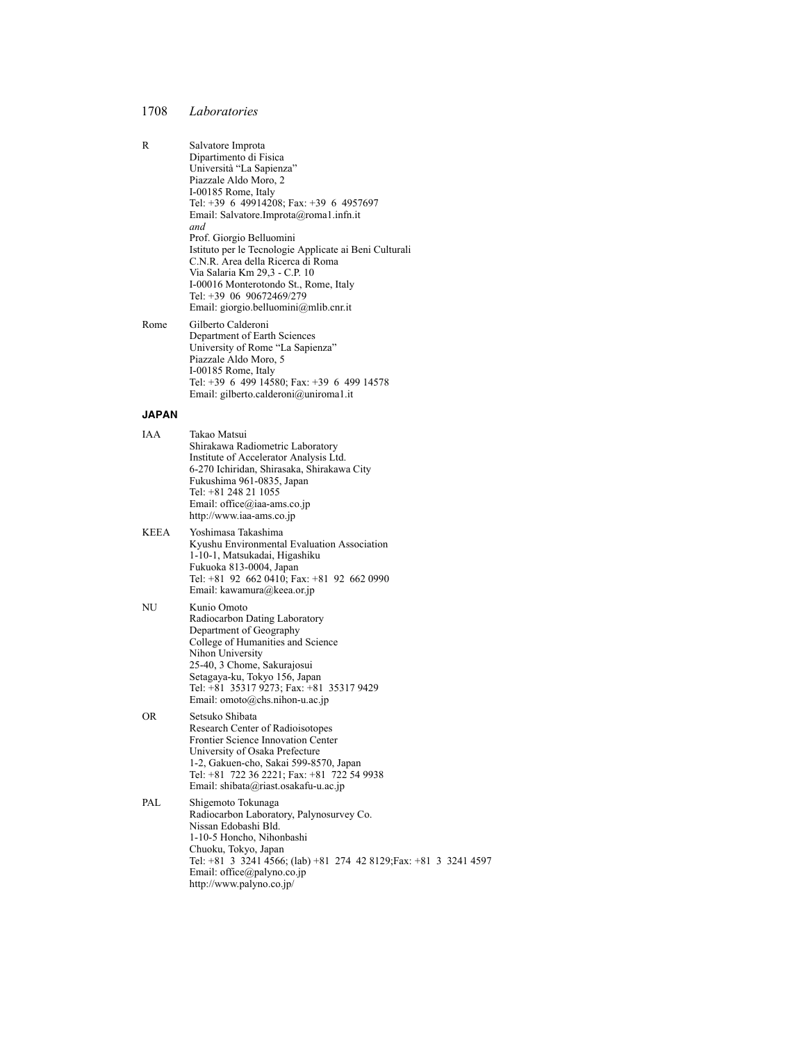R Salvatore Improta
Dipartimento di Fisica
Università "La Sapienza"
Piazzale Aldo Moro, 2
I-00185 Rome, Italy
Tel: +39 6 49914208; Fax: +39 6 4957697
Email: Salvatore.Improta@roma1.infn.it
*and*
Prof. Giorgio Belluomini
Istituto per le Tecnologie Applicate ai Beni Culturali
C.N.R. Area della Ricerca di Roma
Via Salaria Km 29,3 - C.P. 10
I-00016 Monterotondo St., Rome, Italy
Tel: +39 06 90672469/279
Email: giorgio.belluomini@mlib.cnr.it

Rome Gilberto Calderoni
Department of Earth Sciences
University of Rome "La Sapienza"
Piazzale Aldo Moro, 5
I-00185 Rome, Italy
Tel: +39 6 499 14580; Fax: +39 6 499 14578
Email: gilberto.calderoni@uniroma1.it

## JAPAN

IAA Takao Matsui
Shirakawa Radiometric Laboratory
Institute of Accelerator Analysis Ltd.
6-270 Ichiridan, Shirasaka, Shirakawa City
Fukushima 961-0835, Japan
Tel: +81 248 21 1055
Email: office@iaa-ams.co.jp
http://www.iaa-ams.co.jp

KEEA Yoshimasa Takashima
Kyushu Environmental Evaluation Association
1-10-1, Matsukadai, Higashiku
Fukuoka 813-0004, Japan
Tel: +81 92 662 0410; Fax: +81 92 662 0990
Email: kawamura@keea.or.jp

NU Kunio Omoto
Radiocarbon Dating Laboratory
Department of Geography
College of Humanities and Science
Nihon University
25-40, 3 Chome, Sakurajosui
Setagaya-ku, Tokyo 156, Japan
Tel: +81 35317 9273; Fax: +81 35317 9429
Email: omoto@chs.nihon-u.ac.jp

OR Setsuko Shibata
Research Center of Radioisotopes
Frontier Science Innovation Center
University of Osaka Prefecture
1-2, Gakuen-cho, Sakai 599-8570, Japan
Tel: +81 722 36 2221; Fax: +81 722 54 9938
Email: shibata@riast.osakafu-u.ac.jp

PAL Shigemoto Tokunaga
Radiocarbon Laboratory, Palynosurvey Co.
Nissan Edobashi Bld.
1-10-5 Honcho, Nihonbashi
Chuoku, Tokyo, Japan
Tel: +81 3 3241 4566; (lab) +81 274 42 8129;Fax: +81 3 3241 4597
Email: office@palyno.co.jp
http://www.palyno.co.jp/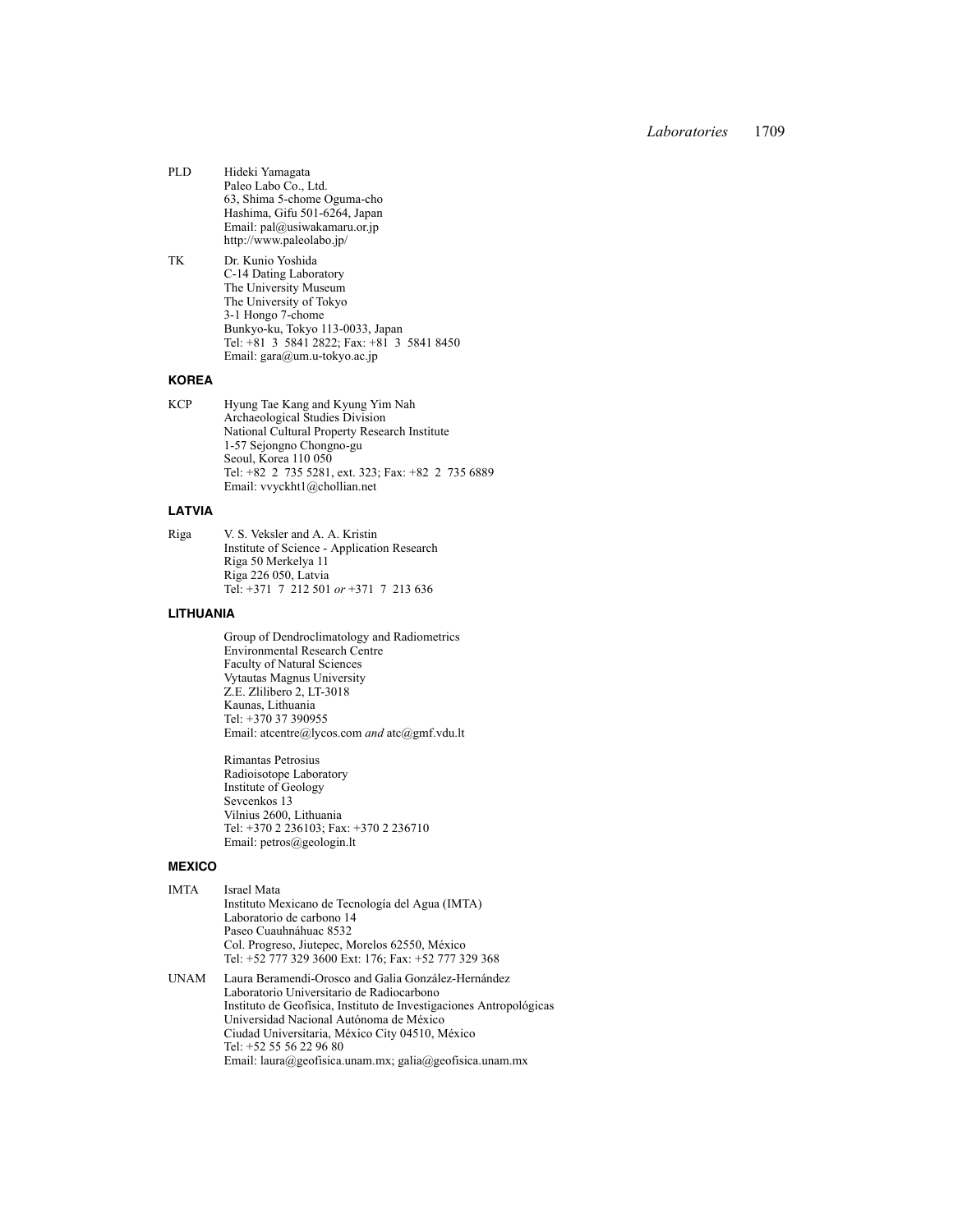PLD Hideki Yamagata
Paleo Labo Co., Ltd.
63, Shima 5-chome Oguma-cho
Hashima, Gifu 501-6264, Japan
Email: pal@usiwakamaru.or.jp
http://www.paleolabo.jp/

TK Dr. Kunio Yoshida
C-14 Dating Laboratory
The University Museum
The University of Tokyo
3-1 Hongo 7-chome
Bunkyo-ku, Tokyo 113-0033, Japan
Tel: +81 3 5841 2822; Fax: +81 3 5841 8450
Email: gara@um.u-tokyo.ac.jp

## KOREA

KCP Hyung Tae Kang and Kyung Yim Nah
Archaeological Studies Division
National Cultural Property Research Institute
1-57 Sejongno Chongno-gu
Seoul, Korea 110 050
Tel: +82 2 735 5281, ext. 323; Fax: +82 2 735 6889
Email: vvyckht1@chollian.net

## LATVIA

Riga V. S. Veksler and A. A. Kristin
Institute of Science - Application Research
Riga 50 Merkelya 11
Riga 226 050, Latvia
Tel: +371 7 212 501 *or* +371 7 213 636

## LITHUANIA

Group of Dendroclimatology and Radiometrics
Environmental Research Centre
Faculty of Natural Sciences
Vytautas Magnus University
Z.E. Zlilibero 2, LT-3018
Kaunas, Lithuania
Tel: +370 37 390955
Email: atcentre@lycos.com *and* atc@gmf.vdu.lt

Rimantas Petrosius
Radioisotope Laboratory
Institute of Geology
Sevcenkos 13
Vilnius 2600, Lithuania
Tel: +370 2 236103; Fax: +370 2 236710
Email: petros@geologin.lt

## MEXICO

IMTA Israel Mata
Instituto Mexicano de Tecnología del Agua (IMTA)
Laboratorio de carbono 14
Paseo Cuauhnáhuac 8532
Col. Progreso, Jiutepec, Morelos 62550, México
Tel: +52 777 329 3600 Ext: 176; Fax: +52 777 329 368

UNAM Laura Beramendi-Orosco and Galia González-Hernández
Laboratorio Universitario de Radiocarbono
Instituto de Geofísica, Instituto de Investigaciones Antropológicas
Universidad Nacional Autónoma de México
Ciudad Universitaria, México City 04510, México
Tel: +52 55 56 22 96 80
Email: laura@geofisica.unam.mx; galia@geofisica.unam.mx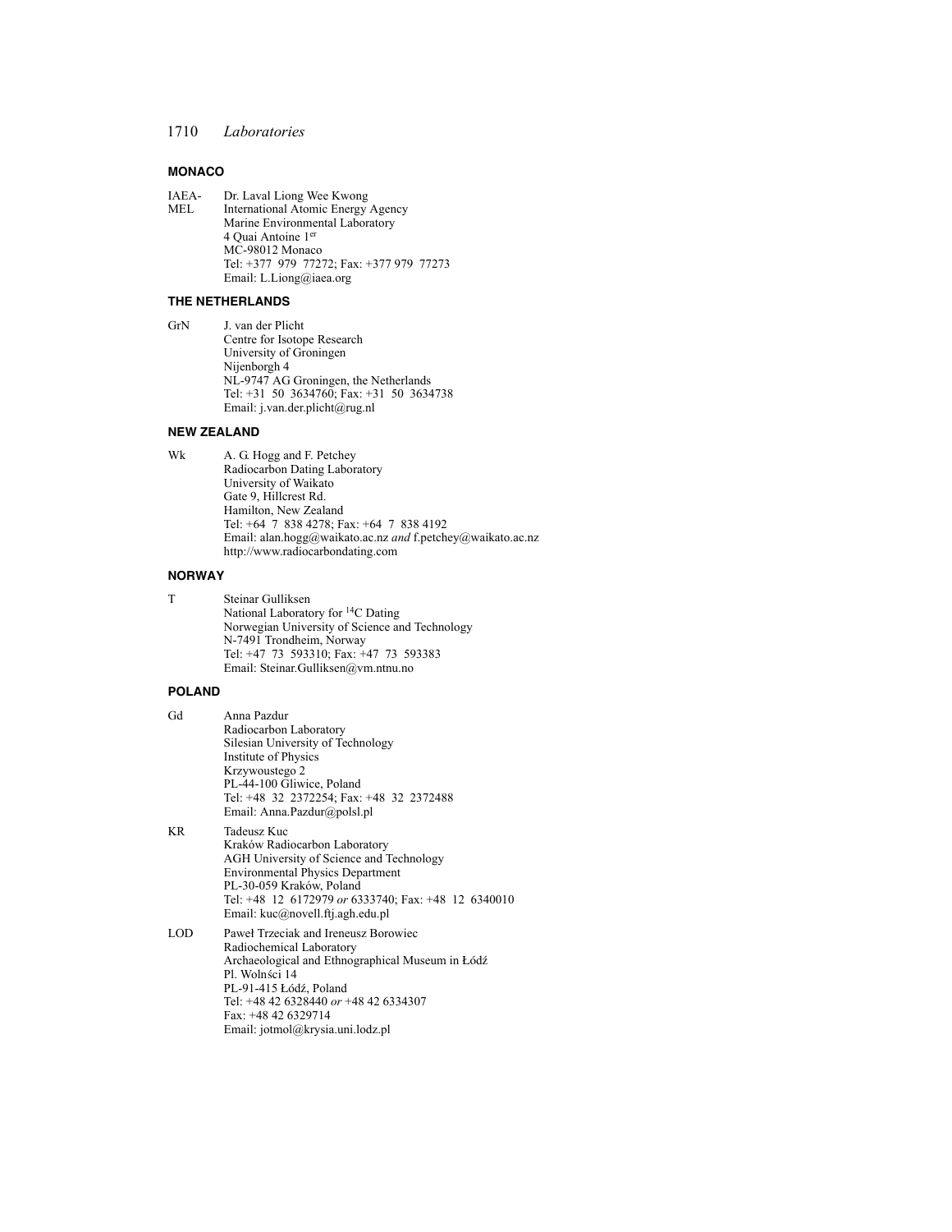## MONACO

IAEA-MEL
Dr. Laval Liong Wee Kwong
International Atomic Energy Agency
Marine Environmental Laboratory
4 Quai Antoine 1[er]
MC-98012 Monaco
Tel: +377 979 77272; Fax: +377 979 77273
Email: L.Liong@iaea.org

## THE NETHERLANDS

GrN
J. van der Plicht
Centre for Isotope Research
University of Groningen
Nijenborgh 4
NL-9747 AG Groningen, the Netherlands
Tel: +31 50 3634760; Fax: +31 50 3634738
Email: j.van.der.plicht@rug.nl

## NEW ZEALAND

Wk
A. G. Hogg and F. Petchey
Radiocarbon Dating Laboratory
University of Waikato
Gate 9, Hillcrest Rd.
Hamilton, New Zealand
Tel: +64 7 838 4278; Fax: +64 7 838 4192
Email: alan.hogg@waikato.ac.nz *and* f.petchey@waikato.ac.nz
http://www.radiocarbondating.com

## NORWAY

T
Steinar Gulliksen
National Laboratory for $^{14}C$ Dating
Norwegian University of Science and Technology
N-7491 Trondheim, Norway
Tel: +47 73 593310; Fax: +47 73 593383
Email: Steinar.Gulliksen@vm.ntnu.no

## POLAND

Gd
Anna Pazdur
Radiocarbon Laboratory
Silesian University of Technology
Institute of Physics
Krzywoustego 2
PL-44-100 Gliwice, Poland
Tel: +48 32 2372254; Fax: +48 32 2372488
Email: Anna.Pazdur@polsl.pl

KR
Tadeusz Kuc
Kraków Radiocarbon Laboratory
AGH University of Science and Technology
Environmental Physics Department
PL-30-059 Kraków, Poland
Tel: +48 12 6172979 *or* 6333740; Fax: +48 12 6340010
Email: kuc@novell.ftj.agh.edu.pl

LOD
Paweł Trzeciak and Ireneusz Borowiec
Radiochemical Laboratory
Archaeological and Ethnographical Museum in Łódź
Pl. Wolnśći 14
PL-91-415 Łódź, Poland
Tel: +48 42 6328440 *or* +48 42 6334307
Fax: +48 42 6329714
Email: jotmol@krysia.uni.lodz.pl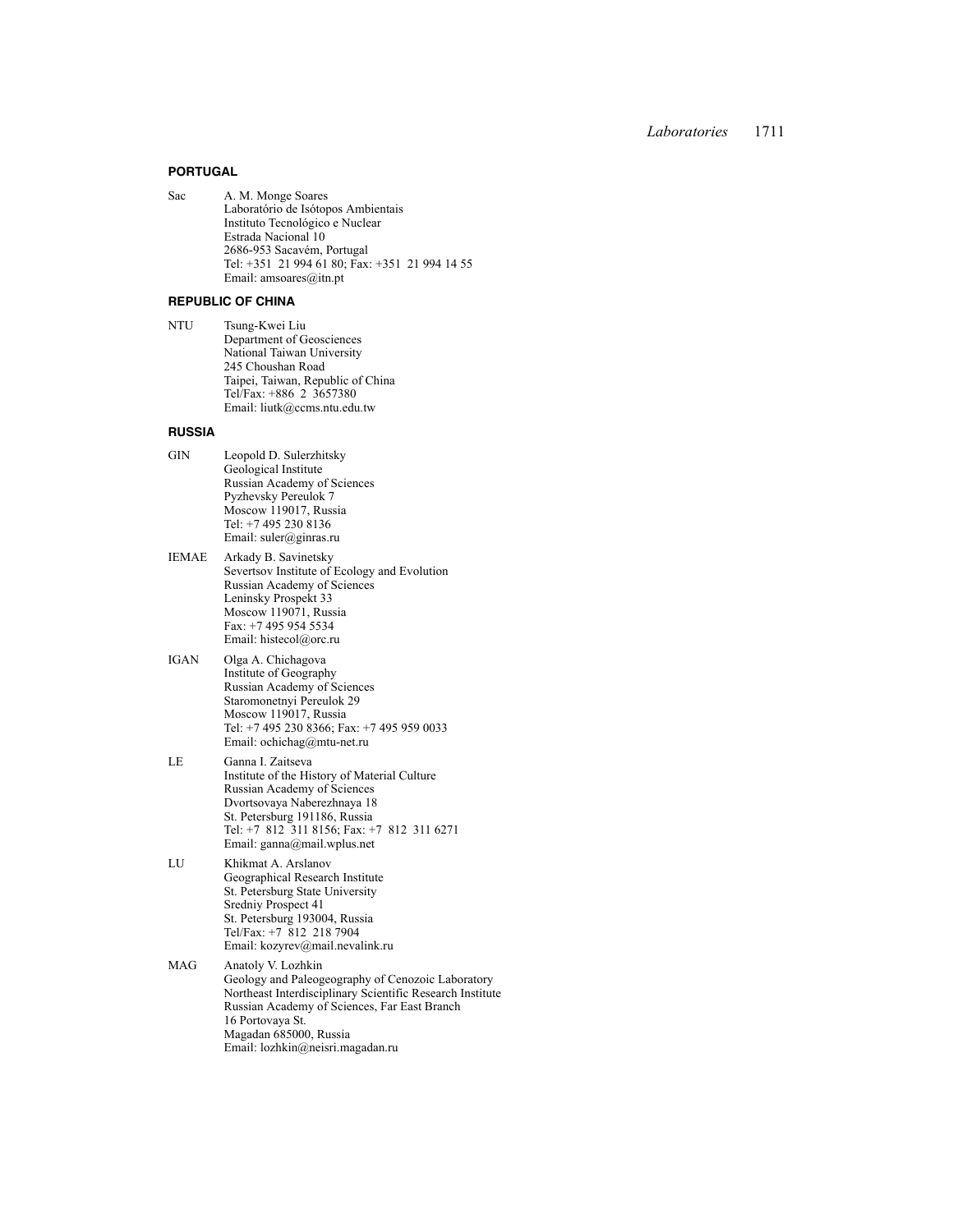## PORTUGAL

Sac A. M. Monge Soares
Laboratório de Isótopos Ambientais
Instituto Tecnológico e Nuclear
Estrada Nacional 10
2686-953 Sacavém, Portugal
Tel: +351 21 994 61 80; Fax: +351 21 994 14 55
Email: amsoares@itn.pt

## REPUBLIC OF CHINA

NTU Tsung-Kwei Liu
Department of Geosciences
National Taiwan University
245 Choushan Road
Taipei, Taiwan, Republic of China
Tel/Fax: +886 2 3657380
Email: liutk@ccms.ntu.edu.tw

## RUSSIA

GIN Leopold D. Sulerzhitsky
Geological Institute
Russian Academy of Sciences
Pyzhevsky Pereulok 7
Moscow 119017, Russia
Tel: +7 495 230 8136
Email: suler@ginras.ru

IEMAE Arkady B. Savinetsky
Severtsov Institute of Ecology and Evolution
Russian Academy of Sciences
Leninsky Prospekt 33
Moscow 119071, Russia
Fax: +7 495 954 5534
Email: histecol@orc.ru

IGAN Olga A. Chichagova
Institute of Geography
Russian Academy of Sciences
Staromonetnyi Pereulok 29
Moscow 119017, Russia
Tel: +7 495 230 8366; Fax: +7 495 959 0033
Email: ochichag@mtu-net.ru

LE Ganna I. Zaitseva
Institute of the History of Material Culture
Russian Academy of Sciences
Dvortsovaya Naberezhnaya 18
St. Petersburg 191186, Russia
Tel: +7 812 311 8156; Fax: +7 812 311 6271
Email: ganna@mail.wplus.net

LU Khikmat A. Arslanov
Geographical Research Institute
St. Petersburg State University
Sredniy Prospect 41
St. Petersburg 193004, Russia
Tel/Fax: +7 812 218 7904
Email: kozyrev@mail.nevalink.ru

MAG Anatoly V. Lozhkin
Geology and Paleogeography of Cenozoic Laboratory
Northeast Interdisciplinary Scientific Research Institute
Russian Academy of Sciences, Far East Branch
16 Portovaya St.
Magadan 685000, Russia
Email: lozhkin@neisri.magadan.ru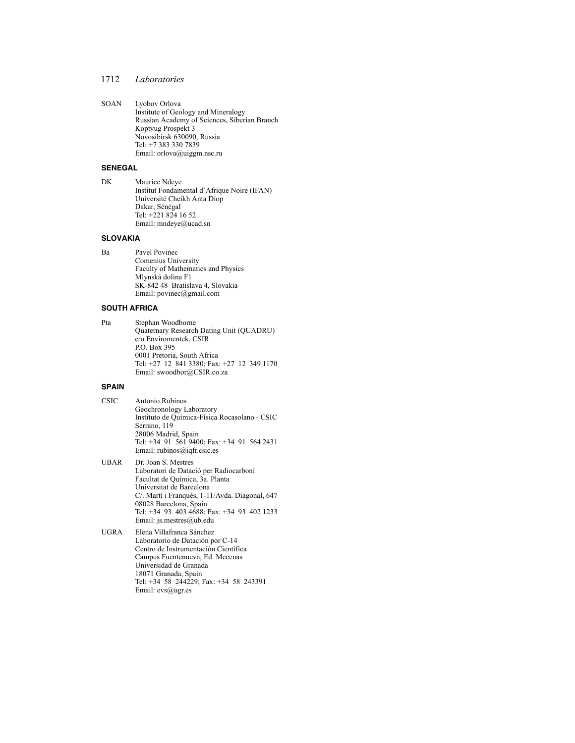SOAN Lyobov Orlova
Institute of Geology and Mineralogy
Russian Academy of Sciences, Siberian Branch
Koptyug Prospekt 3
Novosibirsk 630090, Russia
Tel: +7 383 330 7839
Email: orlova@uiggm.nsc.ru

## SENEGAL

DK Maurice Ndeye
Institut Fondamental d'Afrique Noire (IFAN)
Université Cheikh Anta Diop
Dakar, Sénégal
Tel: +221 824 16 52
Email: mndeye@ucad.sn

## SLOVAKIA

Ba Pavel Povinec
Comenius University
Faculty of Mathematics and Physics
Mlynská dolina F1
SK-842 48 Bratislava 4, Slovakia
Email: povinec@gmail.com

## SOUTH AFRICA

Pta Stephan Woodborne
Quaternary Research Dating Unit (QUADRU)
c/o Enviromentek, CSIR
P.O. Box 395
0001 Pretoria, South Africa
Tel: +27 12 841 3380; Fax: +27 12 349 1170
Email: swoodbor@CSIR.co.za

## SPAIN

CSIC Antonio Rubinos
Geochronology Laboratory
Instituto de Química-Física Rocasolano - CSIC
Serrano, 119
28006 Madrid, Spain
Tel: +34 91 561 9400; Fax: +34 91 564 2431
Email: rubinos@iqfr.csic.es

UBAR Dr. Joan S. Mestres
Laboratori de Datació per Radiocarboni
Facultat de Química, 3a. Planta
Universitat de Barcelona
C/. Martí i Franquès, 1-11/Avda. Diagonal, 647
08028 Barcelona, Spain
Tel: +34 93 403 4688; Fax: +34 93 402 1233
Email: js.mestres@ub.edu

UGRA Elena Villafranca Sánchez
Laboratorio de Datación por C-14
Centro de Instrumentación Científica
Campus Fuentenueva, Ed. Mecenas
Universidad de Granada
18071 Granada, Spain
Tel: +34 58 244229; Fax: +34 58 243391
Email: evs@ugr.es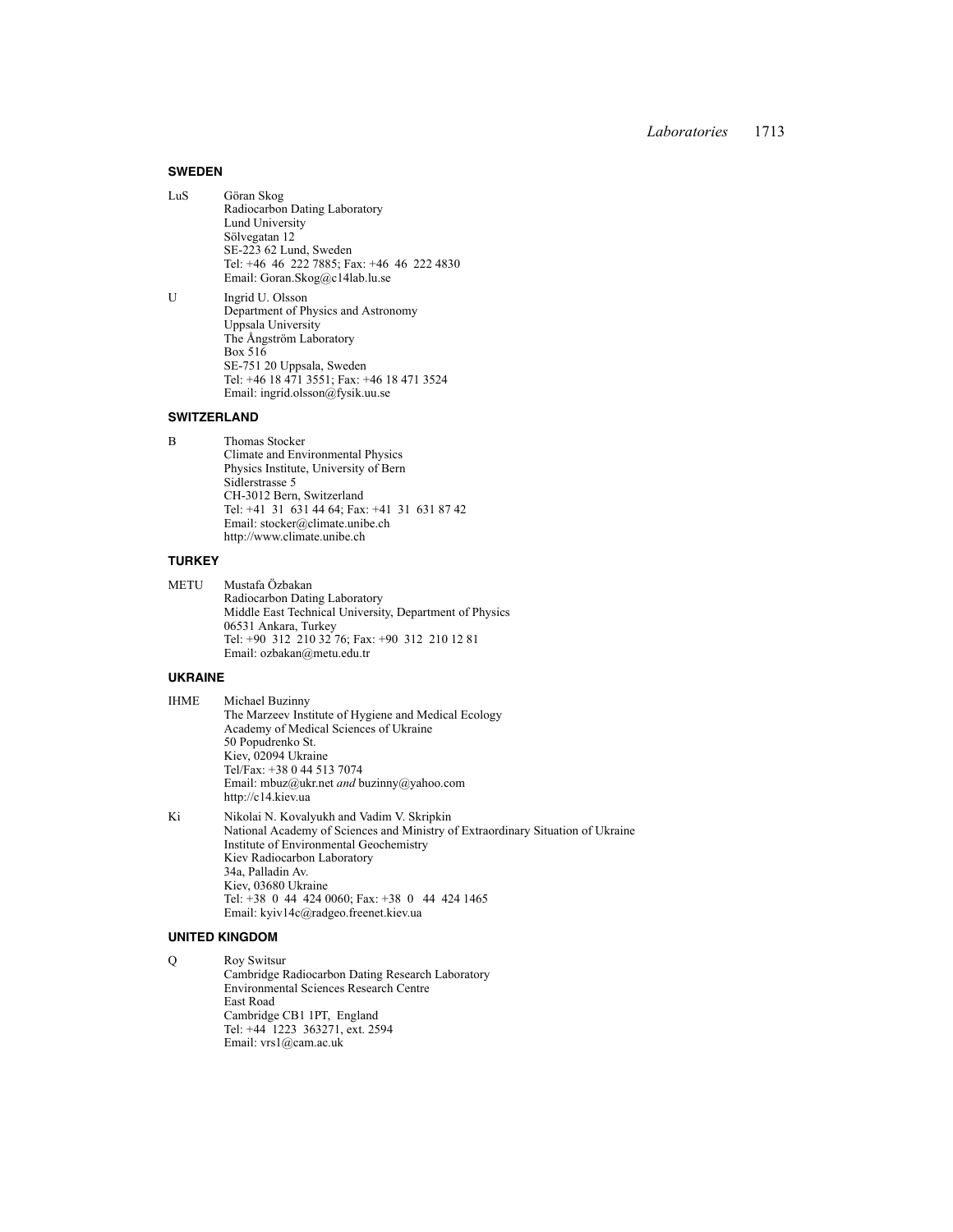## SWEDEN

LuS Göran Skog
Radiocarbon Dating Laboratory
Lund University
Sölvegatan 12
SE-223 62 Lund, Sweden
Tel: +46 46 222 7885; Fax: +46 46 222 4830
Email: Goran.Skog@c14lab.lu.se

U Ingrid U. Olsson
Department of Physics and Astronomy
Uppsala University
The Ångström Laboratory
Box 516
SE-751 20 Uppsala, Sweden
Tel: +46 18 471 3551; Fax: +46 18 471 3524
Email: ingrid.olsson@fysik.uu.se

## SWITZERLAND

B Thomas Stocker
Climate and Environmental Physics
Physics Institute, University of Bern
Sidlerstrasse 5
CH-3012 Bern, Switzerland
Tel: +41 31 631 44 64; Fax: +41 31 631 87 42
Email: stocker@climate.unibe.ch
http://www.climate.unibe.ch

## TURKEY

METU Mustafa Özbakan
Radiocarbon Dating Laboratory
Middle East Technical University, Department of Physics
06531 Ankara, Turkey
Tel: +90 312 210 32 76; Fax: +90 312 210 12 81
Email: ozbakan@metu.edu.tr

## UKRAINE

IHME Michael Buzinny
The Marzeev Institute of Hygiene and Medical Ecology
Academy of Medical Sciences of Ukraine
50 Popudrenko St.
Kiev, 02094 Ukraine
Tel/Fax: +38 0 44 513 7074
Email: mbuz@ukr.net *and* buzinny@yahoo.com
http://c14.kiev.ua

Ki Nikolai N. Kovalyukh and Vadim V. Skripkin
National Academy of Sciences and Ministry of Extraordinary Situation of Ukraine
Institute of Environmental Geochemistry
Kiev Radiocarbon Laboratory
34a, Palladin Av.
Kiev, 03680 Ukraine
Tel: +38 0 44 424 0060; Fax: +38 0 44 424 1465
Email: kyiv14c@radgeo.freenet.kiev.ua

## UNITED KINGDOM

Q Roy Switsur
Cambridge Radiocarbon Dating Research Laboratory
Environmental Sciences Research Centre
East Road
Cambridge CB1 1PT, England
Tel: +44 1223 363271, ext. 2594
Email: vrs1@cam.ac.uk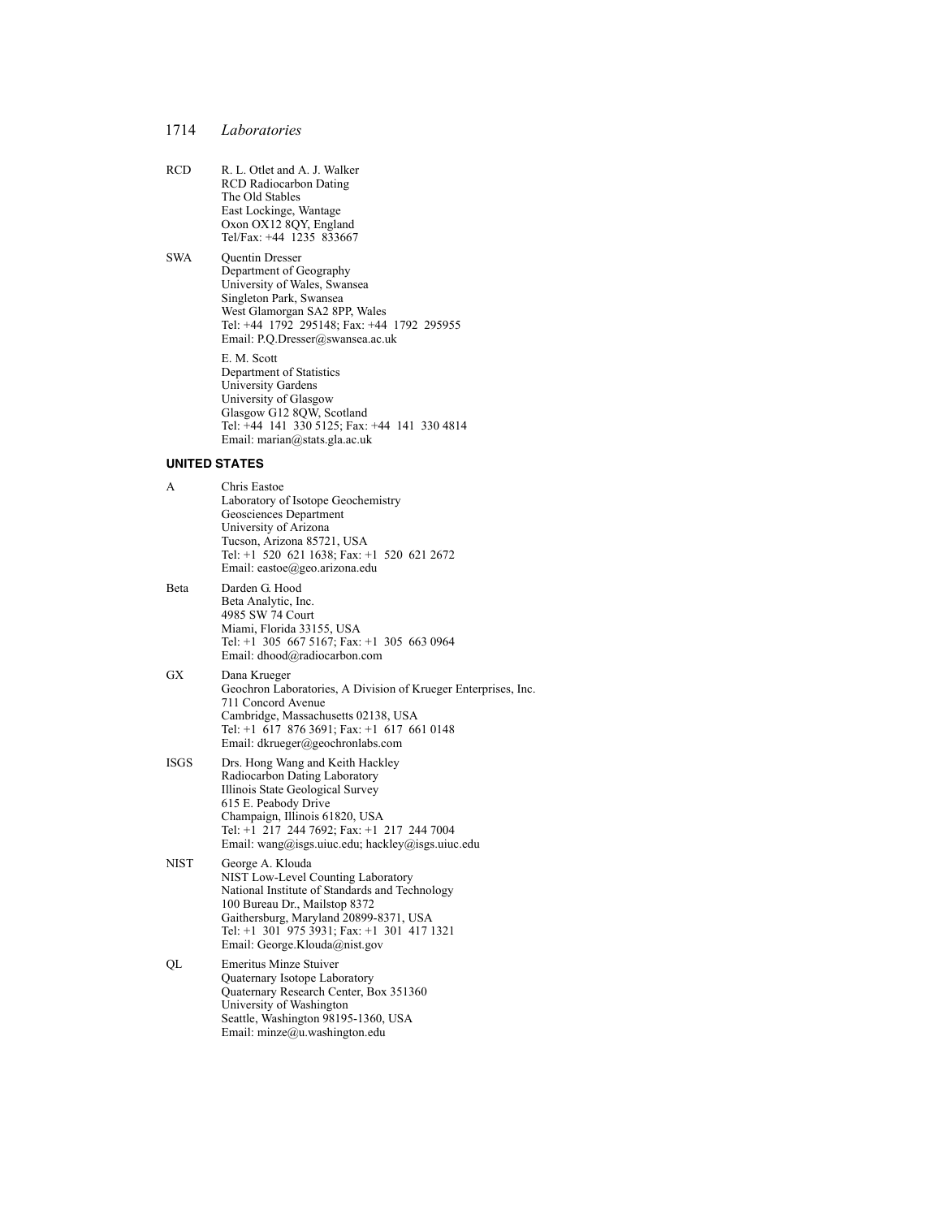RCD R. L. Otlet and A. J. Walker
RCD Radiocarbon Dating
The Old Stables
East Lockinge, Wantage
Oxon OX12 8QY, England
Tel/Fax: +44 1235 833667

SWA Quentin Dresser
Department of Geography
University of Wales, Swansea
Singleton Park, Swansea
West Glamorgan SA2 8PP, Wales
Tel: +44 1792 295148; Fax: +44 1792 295955
Email: P.Q.Dresser@swansea.ac.uk

E. M. Scott
Department of Statistics
University Gardens
University of Glasgow
Glasgow G12 8QW, Scotland
Tel: +44 141 330 5125; Fax: +44 141 330 4814
Email: marian@stats.gla.ac.uk

## UNITED STATES

A Chris Eastoe
Laboratory of Isotope Geochemistry
Geosciences Department
University of Arizona
Tucson, Arizona 85721, USA
Tel: +1 520 621 1638; Fax: +1 520 621 2672
Email: eastoe@geo.arizona.edu

Beta Darden G. Hood
Beta Analytic, Inc.
4985 SW 74 Court
Miami, Florida 33155, USA
Tel: +1 305 667 5167; Fax: +1 305 663 0964
Email: dhood@radiocarbon.com

GX Dana Krueger
Geochron Laboratories, A Division of Krueger Enterprises, Inc.
711 Concord Avenue
Cambridge, Massachusetts 02138, USA
Tel: +1 617 876 3691; Fax: +1 617 661 0148
Email: dkrueger@geochronlabs.com

ISGS Drs. Hong Wang and Keith Hackley
Radiocarbon Dating Laboratory
Illinois State Geological Survey
615 E. Peabody Drive
Champaign, Illinois 61820, USA
Tel: +1 217 244 7692; Fax: +1 217 244 7004
Email: wang@isgs.uiuc.edu; hackley@isgs.uiuc.edu

NIST George A. Klouda
NIST Low-Level Counting Laboratory
National Institute of Standards and Technology
100 Bureau Dr., Mailstop 8372
Gaithersburg, Maryland 20899-8371, USA
Tel: +1 301 975 3931; Fax: +1 301 417 1321
Email: George.Klouda@nist.gov

QL Emeritus Minze Stuiver
Quaternary Isotope Laboratory
Quaternary Research Center, Box 351360
University of Washington
Seattle, Washington 98195-1360, USA
Email: minze@u.washington.edu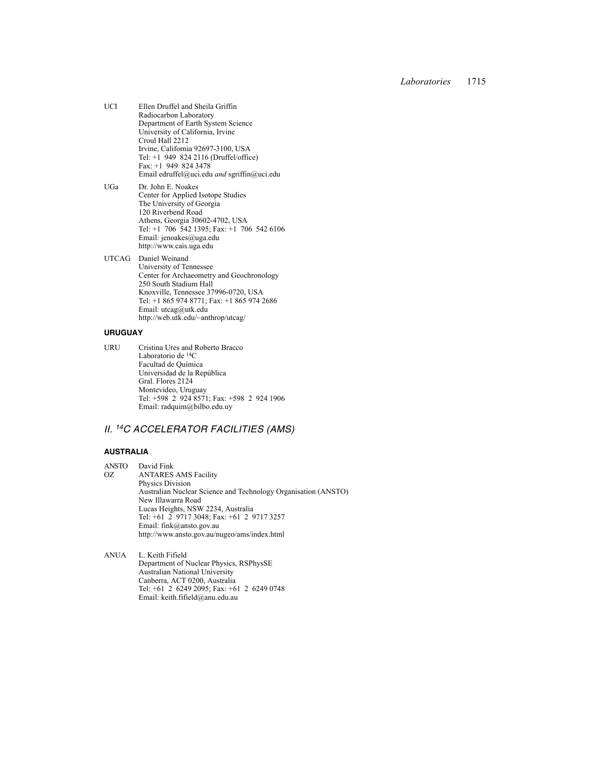UCI Ellen Druffel and Sheila Griffin
Radiocarbon Laboratory
Department of Earth System Science
University of California, Irvine
Croul Hall 2212
Irvine, California 92697-3100, USA
Tel: +1 949 824 2116 (Druffel/office)
Fax: +1 949 824 3478
Email edruffel@uci.edu *and* sgriffin@uci.edu

UGa Dr. John E. Noakes
Center for Applied Isotope Studies
The University of Georgia
120 Riverbend Road
Athens, Georgia 30602-4702, USA
Tel: +1 706 542 1395; Fax: +1 706 542 6106
Email: jenoakes@uga.edu
http://www.cais.uga.edu

UTCAG Daniel Weinand
University of Tennessee
Center for Archaeometry and Geochronology
250 South Stadium Hall
Knoxville, Tennessee 37996-0720, USA
Tel: +1 865 974 8771; Fax: +1 865 974 2686
Email: utcag@utk.edu
http://web.utk.edu/~anthrop/utcag/

### URUGUAY

URU Cristina Ures and Roberto Bracco
Laboratorio de $^{14}C$
Facultad de Química
Universidad de la República
Gral. Flores 2124
Montevideo, Uruguay
Tel: +598 2 924 8571; Fax: +598 2 924 1906
Email: radquim@bilbo.edu.uy

## *II. $^{14}C$ ACCELERATOR FACILITIES (AMS)*

### AUSTRALIA

ANSTO OZ David Fink
ANTARES AMS Facility
Physics Division
Australian Nuclear Science and Technology Organisation (ANSTO)
New Illawarra Road
Lucas Heights, NSW 2234, Australia
Tel: +61 2 9717 3048; Fax: +61 2 9717 3257
Email: fink@ansto.gov.au
http://www.ansto.gov.au/nugeo/ams/index.html

ANUA L. Keith Fifield
Department of Nuclear Physics, RSPhysSE
Australian National University
Canberra, ACT 0200, Australia
Tel: +61 2 6249 2095; Fax: +61 2 6249 0748
Email: keith.fifield@anu.edu.au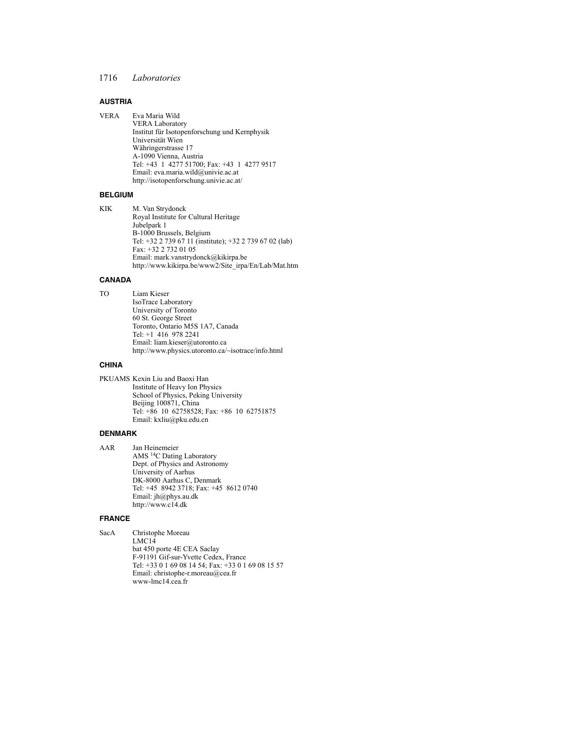### AUSTRIA

VERA Eva Maria Wild
VERA Laboratory
Institut für Isotopenforschung und Kernphysik
Universität Wien
Währingerstrasse 17
A-1090 Vienna, Austria
Tel: +43 1 4277 51700; Fax: +43 1 4277 9517
Email: eva.maria.wild@univie.ac.at
http://isotopenforschung.univie.ac.at/

### BELGIUM

KIK M. Van Strydonck
Royal Institute for Cultural Heritage
Jubelpark 1
B-1000 Brussels, Belgium
Tel: +32 2 739 67 11 (institute); +32 2 739 67 02 (lab)
Fax: +32 2 732 01 05
Email: mark.vanstrydonck@kikirpa.be
http://www.kikirpa.be/www2/Site_irpa/En/Lab/Mat.htm

### CANADA

TO Liam Kieser
IsoTrace Laboratory
University of Toronto
60 St. George Street
Toronto, Ontario M5S 1A7, Canada
Tel: +1 416 978 2241
Email: liam.kieser@utoronto.ca
http://www.physics.utoronto.ca/~isotrace/info.html

### CHINA

PKUAMS Kexin Liu and Baoxi Han
Institute of Heavy Ion Physics
School of Physics, Peking University
Beijing 100871, China
Tel: +86 10 62758528; Fax: +86 10 62751875
Email: kxliu@pku.edu.cn

### DENMARK

AAR Jan Heinemeier
AMS $^{14}C$ Dating Laboratory
Dept. of Physics and Astronomy
University of Aarhus
DK-8000 Aarhus C, Denmark
Tel: +45 8942 3718; Fax: +45 8612 0740
Email: jh@phys.au.dk
http://www.c14.dk

### FRANCE

SacA Christophe Moreau
LMC14
bat 450 porte 4E CEA Saclay
F-91191 Gif-sur-Yvette Cedex, France
Tel: +33 0 1 69 08 14 54; Fax: +33 0 1 69 08 15 57
Email: christophe-r.moreau@cea.fr
www-lmc14.cea.fr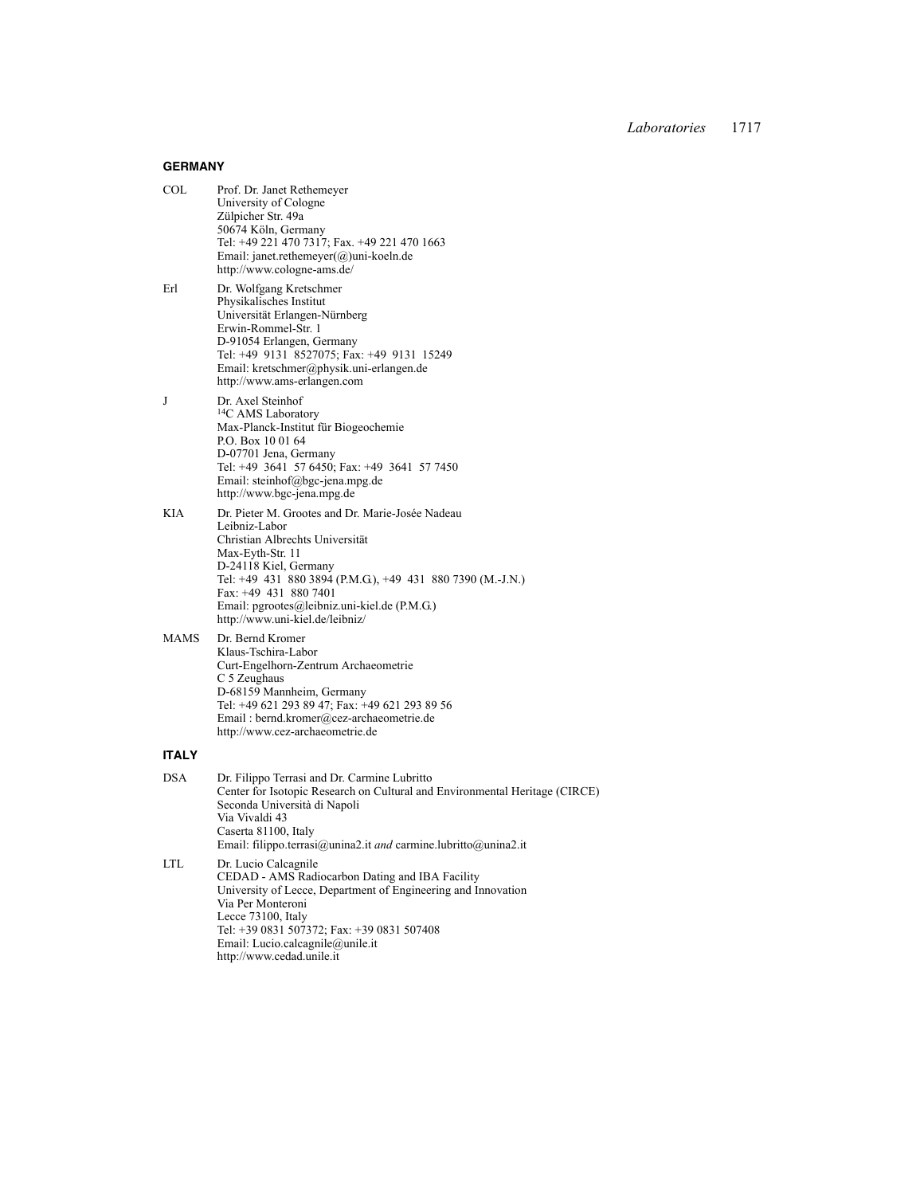## GERMANY

**COL** Prof. Dr. Janet Rethemeyer
University of Cologne
Zülpicher Str. 49a
50674 Köln, Germany
Tel: +49 221 470 7317; Fax. +49 221 470 1663
Email: janet.rethemeyer(@)uni-koeln.de
http://www.cologne-ams.de/

**Erl** Dr. Wolfgang Kretschmer
Physikalisches Institut
Universität Erlangen-Nürnberg
Erwin-Rommel-Str. 1
D-91054 Erlangen, Germany
Tel: +49 9131 8527075; Fax: +49 9131 15249
Email: kretschmer@physik.uni-erlangen.de
http://www.ams-erlangen.com

**J** Dr. Axel Steinhof
$^{14}$C AMS Laboratory
Max-Planck-Institut für Biogeochemie
P.O. Box 10 01 64
D-07701 Jena, Germany
Tel: +49 3641 57 6450; Fax: +49 3641 57 7450
Email: steinhof@bgc-jena.mpg.de
http://www.bgc-jena.mpg.de

**KIA** Dr. Pieter M. Grootes and Dr. Marie-Josée Nadeau
Leibniz-Labor
Christian Albrechts Universität
Max-Eyth-Str. 11
D-24118 Kiel, Germany
Tel: +49 431 880 3894 (P.M.G.), +49 431 880 7390 (M.-J.N.)
Fax: +49 431 880 7401
Email: pgrootes@leibniz.uni-kiel.de (P.M.G.)
http://www.uni-kiel.de/leibniz/

**MAMS** Dr. Bernd Kromer
Klaus-Tschira-Labor
Curt-Engelhorn-Zentrum Archaeometrie
C 5 Zeughaus
D-68159 Mannheim, Germany
Tel: +49 621 293 89 47; Fax: +49 621 293 89 56
Email : bernd.kromer@cez-archaeometrie.de
http://www.cez-archaeometrie.de

## ITALY

**DSA** Dr. Filippo Terrasi and Dr. Carmine Lubritto
Center for Isotopic Research on Cultural and Environmental Heritage (CIRCE)
Seconda Università di Napoli
Via Vivaldi 43
Caserta 81100, Italy
Email: filippo.terrasi@unina2.it *and* carmine.lubritto@unina2.it

**LTL** Dr. Lucio Calcagnile
CEDAD - AMS Radiocarbon Dating and IBA Facility
University of Lecce, Department of Engineering and Innovation
Via Per Monteroni
Lecce 73100, Italy
Tel: +39 0831 507372; Fax: +39 0831 507408
Email: Lucio.calcagnile@unile.it
http://www.cedad.unile.it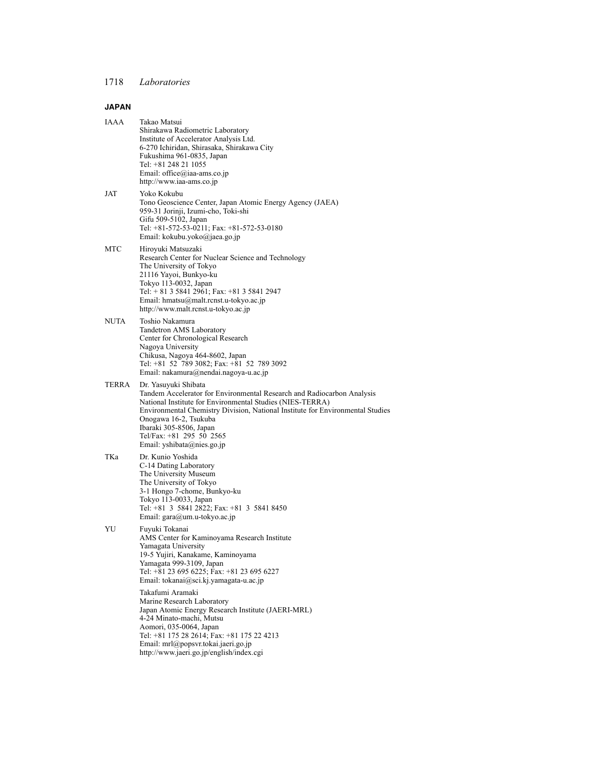## JAPAN

IAAA
Takao Matsui
Shirakawa Radiometric Laboratory
Institute of Accelerator Analysis Ltd.
6-270 Ichiridan, Shirasaka, Shirakawa City
Fukushima 961-0835, Japan
Tel: +81 248 21 1055
Email: office@iaa-ams.co.jp
http://www.iaa-ams.co.jp

JAT
Yoko Kokubu
Tono Geoscience Center, Japan Atomic Energy Agency (JAEA)
959-31 Jorinji, Izumi-cho, Toki-shi
Gifu 509-5102, Japan
Tel: +81-572-53-0211; Fax: +81-572-53-0180
Email: kokubu.yoko@jaea.go.jp

MTC
Hiroyuki Matsuzaki
Research Center for Nuclear Science and Technology
The University of Tokyo
21116 Yayoi, Bunkyo-ku
Tokyo 113-0032, Japan
Tel: + 81 3 5841 2961; Fax: +81 3 5841 2947
Email: hmatsu@malt.rcnst.u-tokyo.ac.jp
http://www.malt.rcnst.u-tokyo.ac.jp

NUTA
Toshio Nakamura
Tandetron AMS Laboratory
Center for Chronological Research
Nagoya University
Chikusa, Nagoya 464-8602, Japan
Tel: +81 52 789 3082; Fax: +81 52 789 3092
Email: nakamura@nendai.nagoya-u.ac.jp

TERRA
Dr. Yasuyuki Shibata
Tandem Accelerator for Environmental Research and Radiocarbon Analysis
National Institute for Environmental Studies (NIES-TERRA)
Environmental Chemistry Division, National Institute for Environmental Studies
Onogawa 16-2, Tsukuba
Ibaraki 305-8506, Japan
Tel/Fax: +81 295 50 2565
Email: yshibata@nies.go.jp

TKa
Dr. Kunio Yoshida
C-14 Dating Laboratory
The University Museum
The University of Tokyo
3-1 Hongo 7-chome, Bunkyo-ku
Tokyo 113-0033, Japan
Tel: +81 3 5841 2822; Fax: +81 3 5841 8450
Email: gara@um.u-tokyo.ac.jp

YU
Fuyuki Tokanai
AMS Center for Kaminoyama Research Institute
Yamagata University
19-5 Yujiri, Kanakame, Kaminoyama
Yamagata 999-3109, Japan
Tel: +81 23 695 6225; Fax: +81 23 695 6227
Email: tokanai@sci.kj.yamagata-u.ac.jp

Takafumi Aramaki
Marine Research Laboratory
Japan Atomic Energy Research Institute (JAERI-MRL)
4-24 Minato-machi, Mutsu
Aomori, 035-0064, Japan
Tel: +81 175 28 2614; Fax: +81 175 22 4213
Email: mrl@popsvr.tokai.jaeri.go.jp
http://www.jaeri.go.jp/english/index.cgi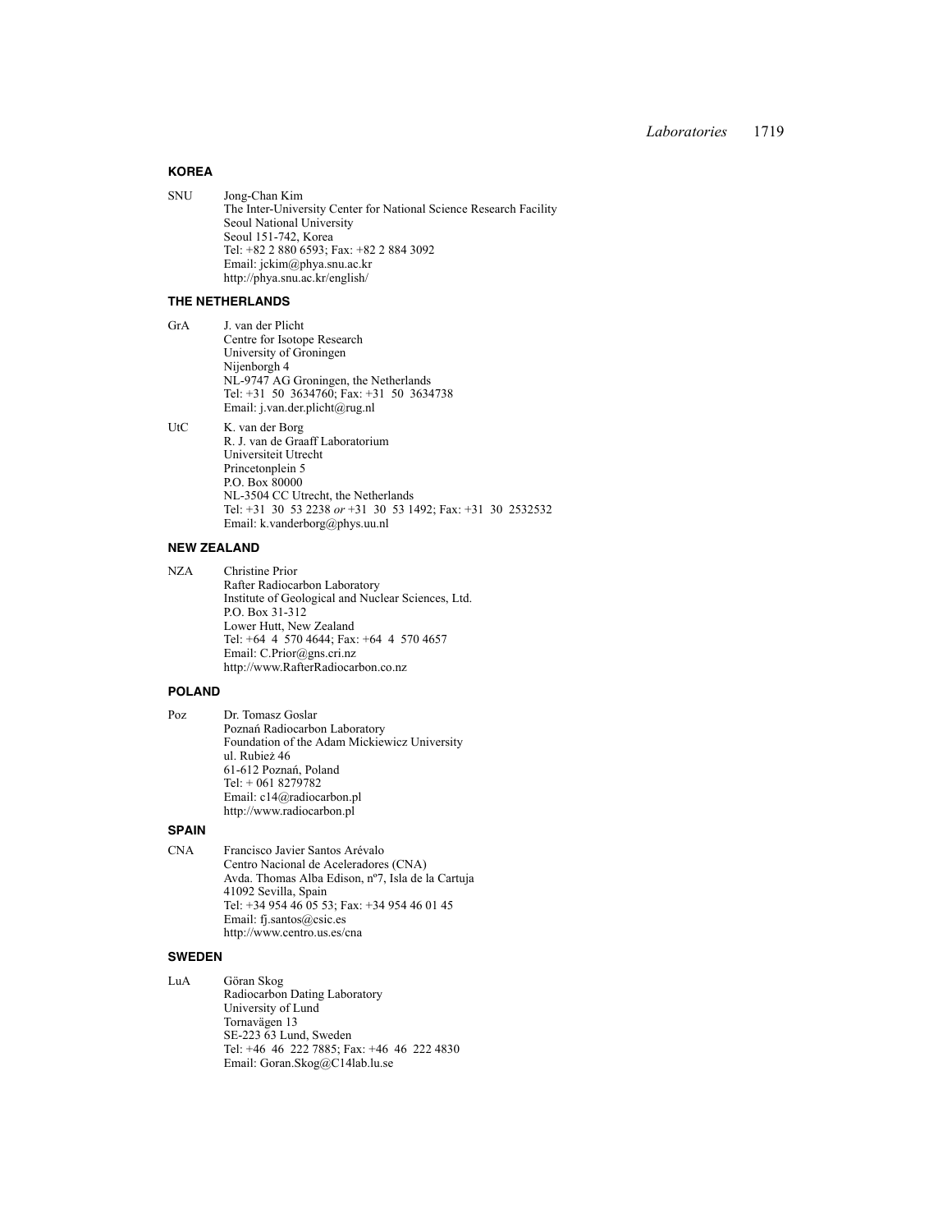## KOREA

SNU Jong-Chan Kim
The Inter-University Center for National Science Research Facility
Seoul National University
Seoul 151-742, Korea
Tel: +82 2 880 6593; Fax: +82 2 884 3092
Email: jckim@phya.snu.ac.kr
http://phya.snu.ac.kr/english/

## THE NETHERLANDS

GrA J. van der Plicht
Centre for Isotope Research
University of Groningen
Nijenborgh 4
NL-9747 AG Groningen, the Netherlands
Tel: +31 50 3634760; Fax: +31 50 3634738
Email: j.van.der.plicht@rug.nl

UtC K. van der Borg
R. J. van de Graaff Laboratorium
Universiteit Utrecht
Princetonplein 5
P.O. Box 80000
NL-3504 CC Utrecht, the Netherlands
Tel: +31 30 53 2238 *or* +31 30 53 1492; Fax: +31 30 2532532
Email: k.vanderborg@phys.uu.nl

## NEW ZEALAND

NZA Christine Prior
Rafter Radiocarbon Laboratory
Institute of Geological and Nuclear Sciences, Ltd.
P.O. Box 31-312
Lower Hutt, New Zealand
Tel: +64 4 570 4644; Fax: +64 4 570 4657
Email: C.Prior@gns.cri.nz
http://www.RafterRadiocarbon.co.nz

## POLAND

Poz Dr. Tomasz Goslar
Poznań Radiocarbon Laboratory
Foundation of the Adam Mickiewicz University
ul. Rubież 46
61-612 Poznań, Poland
Tel: + 061 8279782
Email: c14@radiocarbon.pl
http://www.radiocarbon.pl

## SPAIN

CNA Francisco Javier Santos Arévalo
Centro Nacional de Aceleradores (CNA)
Avda. Thomas Alba Edison, nº7, Isla de la Cartuja
41092 Sevilla, Spain
Tel: +34 954 46 05 53; Fax: +34 954 46 01 45
Email: fj.santos@csic.es
http://www.centro.us.es/cna

## SWEDEN

LuA Göran Skog
Radiocarbon Dating Laboratory
University of Lund
Tornavägen 13
SE-223 63 Lund, Sweden
Tel: +46 46 222 7885; Fax: +46 46 222 4830
Email: Goran.Skog@C14lab.lu.se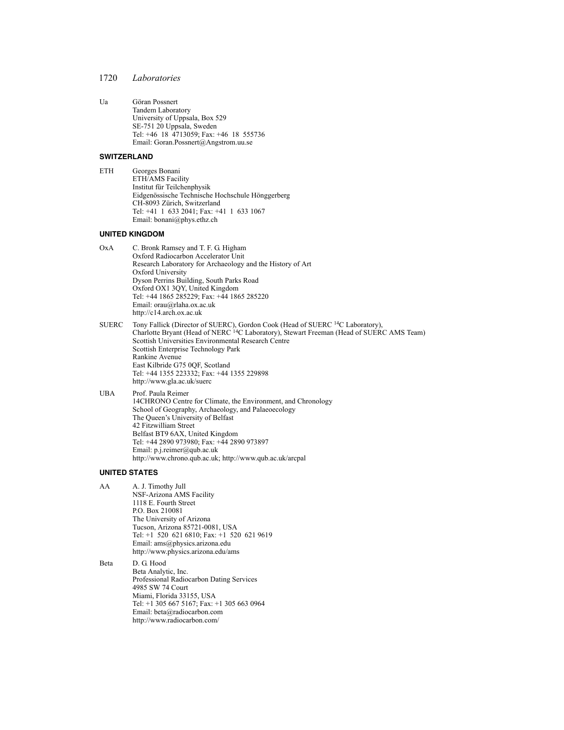Ua Göran Possnert
Tandem Laboratory
University of Uppsala, Box 529
SE-751 20 Uppsala, Sweden
Tel: +46 18 4713059; Fax: +46 18 555736
Email: Goran.Possnert@Angstrom.uu.se

## SWITZERLAND

ETH Georges Bonani
ETH/AMS Facility
Institut für Teilchenphysik
Eidgenössische Technische Hochschule Hönggerberg
CH-8093 Zürich, Switzerland
Tel: +41 1 633 2041; Fax: +41 1 633 1067
Email: bonani@phys.ethz.ch

## UNITED KINGDOM

OxA C. Bronk Ramsey and T. F. G. Higham
Oxford Radiocarbon Accelerator Unit
Research Laboratory for Archaeology and the History of Art
Oxford University
Dyson Perrins Building, South Parks Road
Oxford OX1 3QY, United Kingdom
Tel: +44 1865 285229; Fax: +44 1865 285220
Email: orau@rlaha.ox.ac.uk
http://c14.arch.ox.ac.uk

SUERC Tony Fallick (Director of SUERC), Gordon Cook (Head of SUERC $^{14}C$ Laboratory),
Charlotte Bryant (Head of NERC $^{14}C$ Laboratory), Stewart Freeman (Head of SUERC AMS Team)
Scottish Universities Environmental Research Centre
Scottish Enterprise Technology Park
Rankine Avenue
East Kilbride G75 0QF, Scotland
Tel: +44 1355 223332; Fax: +44 1355 229898
http://www.gla.ac.uk/suerc

UBA Prof. Paula Reimer
14CHRONO Centre for Climate, the Environment, and Chronology
School of Geography, Archaeology, and Palaeoecology
The Queen's University of Belfast
42 Fitzwilliam Street
Belfast BT9 6AX, United Kingdom
Tel: +44 2890 973980; Fax: +44 2890 973897
Email: p.j.reimer@qub.ac.uk
http://www.chrono.qub.ac.uk; http://www.qub.ac.uk/arcpal

## UNITED STATES

AA A. J. Timothy Jull
NSF-Arizona AMS Facility
1118 E. Fourth Street
P.O. Box 210081
The University of Arizona
Tucson, Arizona 85721-0081, USA
Tel: +1 520 621 6810; Fax: +1 520 621 9619
Email: ams@physics.arizona.edu
http://www.physics.arizona.edu/ams

Beta D. G. Hood
Beta Analytic, Inc.
Professional Radiocarbon Dating Services
4985 SW 74 Court
Miami, Florida 33155, USA
Tel: +1 305 667 5167; Fax: +1 305 663 0964
Email: beta@radiocarbon.com
http://www.radiocarbon.com/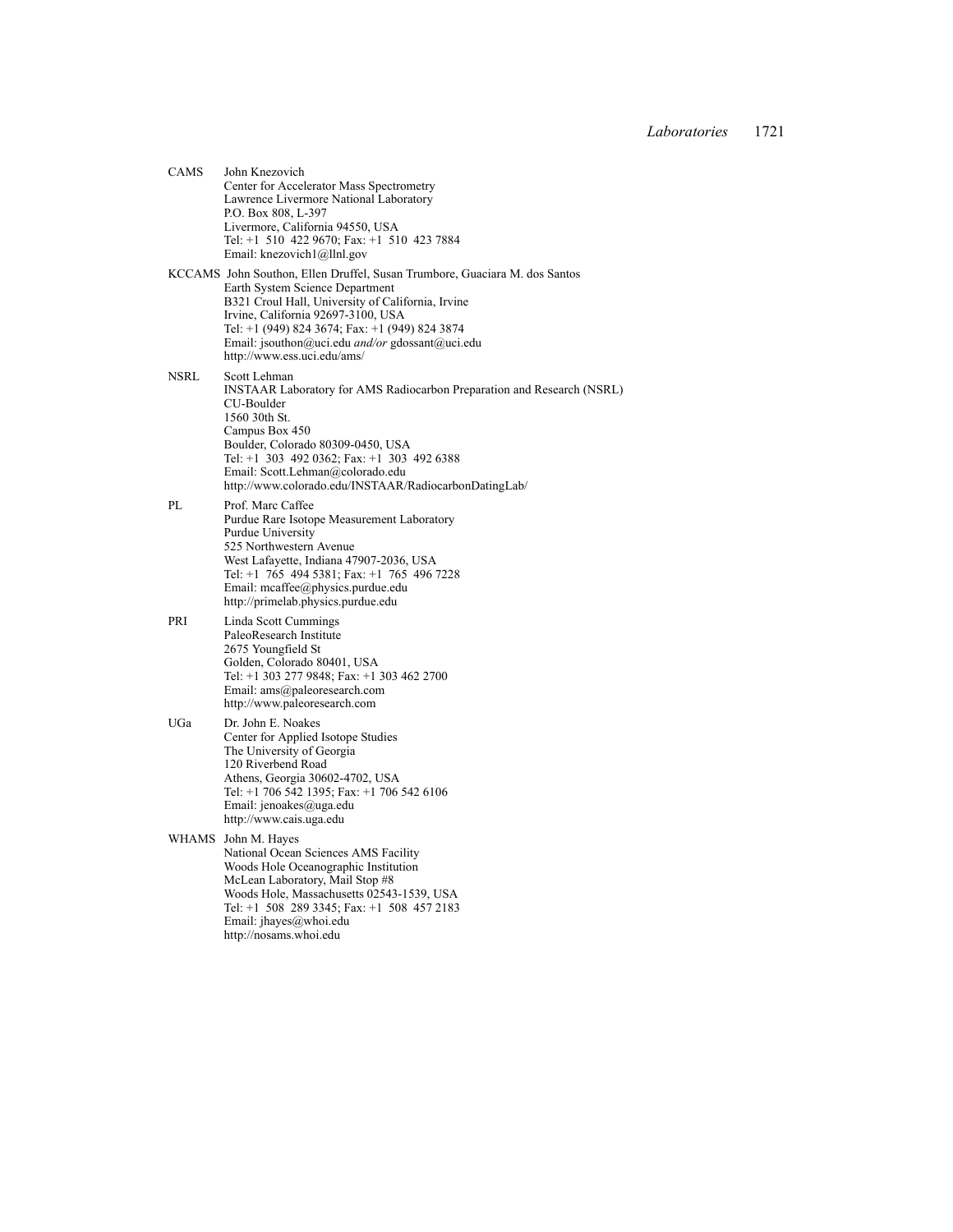**CAMS** John Knezovich
Center for Accelerator Mass Spectrometry
Lawrence Livermore National Laboratory
P.O. Box 808, L-397
Livermore, California 94550, USA
Tel: +1 510 422 9670; Fax: +1 510 423 7884
Email: knezovich1@llnl.gov

**KCCAMS** John Southon, Ellen Druffel, Susan Trumbore, Guaciara M. dos Santos
Earth System Science Department
B321 Croul Hall, University of California, Irvine
Irvine, California 92697-3100, USA
Tel: +1 (949) 824 3674; Fax: +1 (949) 824 3874
Email: jsouthon@uci.edu *and/or* gdossant@uci.edu
http://www.ess.uci.edu/ams/

**NSRL** Scott Lehman
INSTAAR Laboratory for AMS Radiocarbon Preparation and Research (NSRL)
CU-Boulder
1560 30th St.
Campus Box 450
Boulder, Colorado 80309-0450, USA
Tel: +1 303 492 0362; Fax: +1 303 492 6388
Email: Scott.Lehman@colorado.edu
http://www.colorado.edu/INSTAAR/RadiocarbonDatingLab/

**PL** Prof. Marc Caffee
Purdue Rare Isotope Measurement Laboratory
Purdue University
525 Northwestern Avenue
West Lafayette, Indiana 47907-2036, USA
Tel: +1 765 494 5381; Fax: +1 765 496 7228
Email: mcaffee@physics.purdue.edu
http://primelab.physics.purdue.edu

**PRI** Linda Scott Cummings
PaleoResearch Institute
2675 Youngfield St
Golden, Colorado 80401, USA
Tel: +1 303 277 9848; Fax: +1 303 462 2700
Email: ams@paleoresearch.com
http://www.paleoresearch.com

**UGa** Dr. John E. Noakes
Center for Applied Isotope Studies
The University of Georgia
120 Riverbend Road
Athens, Georgia 30602-4702, USA
Tel: +1 706 542 1395; Fax: +1 706 542 6106
Email: jenoakes@uga.edu
http://www.cais.uga.edu

**WHAMS** John M. Hayes
National Ocean Sciences AMS Facility
Woods Hole Oceanographic Institution
McLean Laboratory, Mail Stop #8
Woods Hole, Massachusetts 02543-1539, USA
Tel: +1 508 289 3345; Fax: +1 508 457 2183
Email: jhayes@whoi.edu
http://nosams.whoi.edu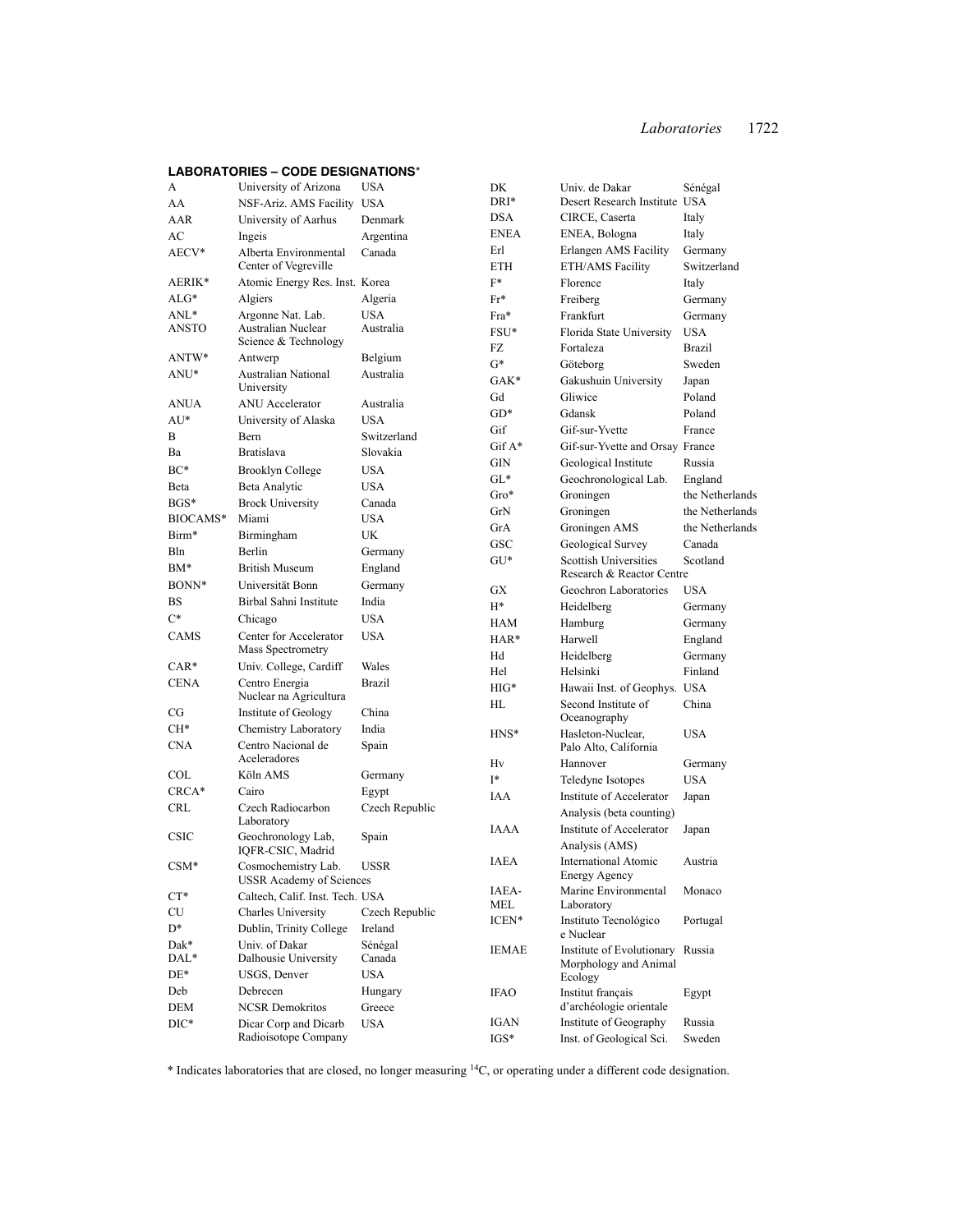## LABORATORIES – CODE DESIGNATIONS*

| Code | Laboratory | Country |
|---|---|---|
| A | University of Arizona | USA |
| AA | NSF-Ariz. AMS Facility | USA |
| AAR | University of Aarhus | Denmark |
| AC | Ingeis | Argentina |
| AECV* | Alberta Environmental Center of Vegreville | Canada |
| AERIK* | Atomic Energy Res. Inst. | Korea |
| ALG* | Algiers | Algeria |
| ANL* | Argonne Nat. Lab. | USA |
| ANSTO | Australian Nuclear Science & Technology | Australia |
| ANTW* | Antwerp | Belgium |
| ANU* | Australian National University | Australia |
| ANUA | ANU Accelerator | Australia |
| AU* | University of Alaska | USA |
| B | Bern | Switzerland |
| Ba | Bratislava | Slovakia |
| BC* | Brooklyn College | USA |
| Beta | Beta Analytic | USA |
| BGS* | Brock University | Canada |
| BIOCAMS* | Miami | USA |
| Birm* | Birmingham | UK |
| Bln | Berlin | Germany |
| BM* | British Museum | England |
| BONN* | Universität Bonn | Germany |
| BS | Birbal Sahni Institute | India |
| C* | Chicago | USA |
| CAMS | Center for Accelerator Mass Spectrometry | USA |
| CAR* | Univ. College, Cardiff | Wales |
| CENA | Centro Energia Nuclear na Agricultura | Brazil |
| CG | Institute of Geology | China |
| CH* | Chemistry Laboratory | India |
| CNA | Centro Nacional de Aceleradores | Spain |
| COL | Köln AMS | Germany |
| CRCA* | Cairo | Egypt |
| CRL | Czech Radiocarbon Laboratory | Czech Republic |
| CSIC | Geochronology Lab, IQFR-CSIC, Madrid | Spain |
| CSM* | Cosmochemistry Lab. USSR Academy of Sciences | USSR |
| CT* | Caltech, Calif. Inst. Tech. | USA |
| CU | Charles University | Czech Republic |
| D* | Dublin, Trinity College | Ireland |
| Dak* | Univ. of Dakar | Sénégal |
| DAL* | Dalhousie University | Canada |
| DE* | USGS, Denver | USA |
| Deb | Debrecen | Hungary |
| DEM | NCSR Demokritos | Greece |
| DIC* | Dicar Corp and Dicarb Radioisotope Company | USA |
| DK | Univ. de Dakar | Sénégal |
| DRI* | Desert Research Institute | USA |
| DSA | CIRCE, Caserta | Italy |
| ENEA | ENEA, Bologna | Italy |
| Erl | Erlangen AMS Facility | Germany |
| ETH | ETH/AMS Facility | Switzerland |
| F* | Florence | Italy |
| Fr* | Freiberg | Germany |
| Fra* | Frankfurt | Germany |
| FSU* | Florida State University | USA |
| FZ | Fortaleza | Brazil |
| G* | Göteborg | Sweden |
| GAK* | Gakushuin University | Japan |
| Gd | Gliwice | Poland |
| GD* | Gdansk | Poland |
| Gif | Gif-sur-Yvette | France |
| Gif A* | Gif-sur-Yvette and Orsay | France |
| GIN | Geological Institute | Russia |
| GL* | Geochronological Lab. | England |
| Gro* | Groningen | the Netherlands |
| GrN | Groningen | the Netherlands |
| GrA | Groningen AMS | the Netherlands |
| GSC | Geological Survey | Canada |
| GU* | Scottish Universities Research & Reactor Centre | Scotland |
| GX | Geochron Laboratories | USA |
| H* | Heidelberg | Germany |
| HAM | Hamburg | Germany |
| HAR* | Harwell | England |
| Hd | Heidelberg | Germany |
| Hel | Helsinki | Finland |
| HIG* | Hawaii Inst. of Geophys. | USA |
| HL | Second Institute of Oceanography | China |
| HNS* | Hasleton-Nuclear, Palo Alto, California | USA |
| Hv | Hannover | Germany |
| I* | Teledyne Isotopes | USA |
| IAA | Institute of Accelerator Analysis (beta counting) | Japan |
| IAAA | Institute of Accelerator Analysis (AMS) | Japan |
| IAEA | International Atomic Energy Agency | Austria |
| IAEA-MEL | Marine Environmental Laboratory | Monaco |
| ICEN* | Instituto Tecnológico e Nuclear | Portugal |
| IEMAE | Institute of Evolutionary Morphology and Animal Ecology | Russia |
| IFAO | Institut français d'archéologie orientale | Egypt |
| IGAN | Institute of Geography | Russia |
| IGS* | Inst. of Geological Sci. | Sweden |

* Indicates laboratories that are closed, no longer measuring $^{14}C$, or operating under a different code designation.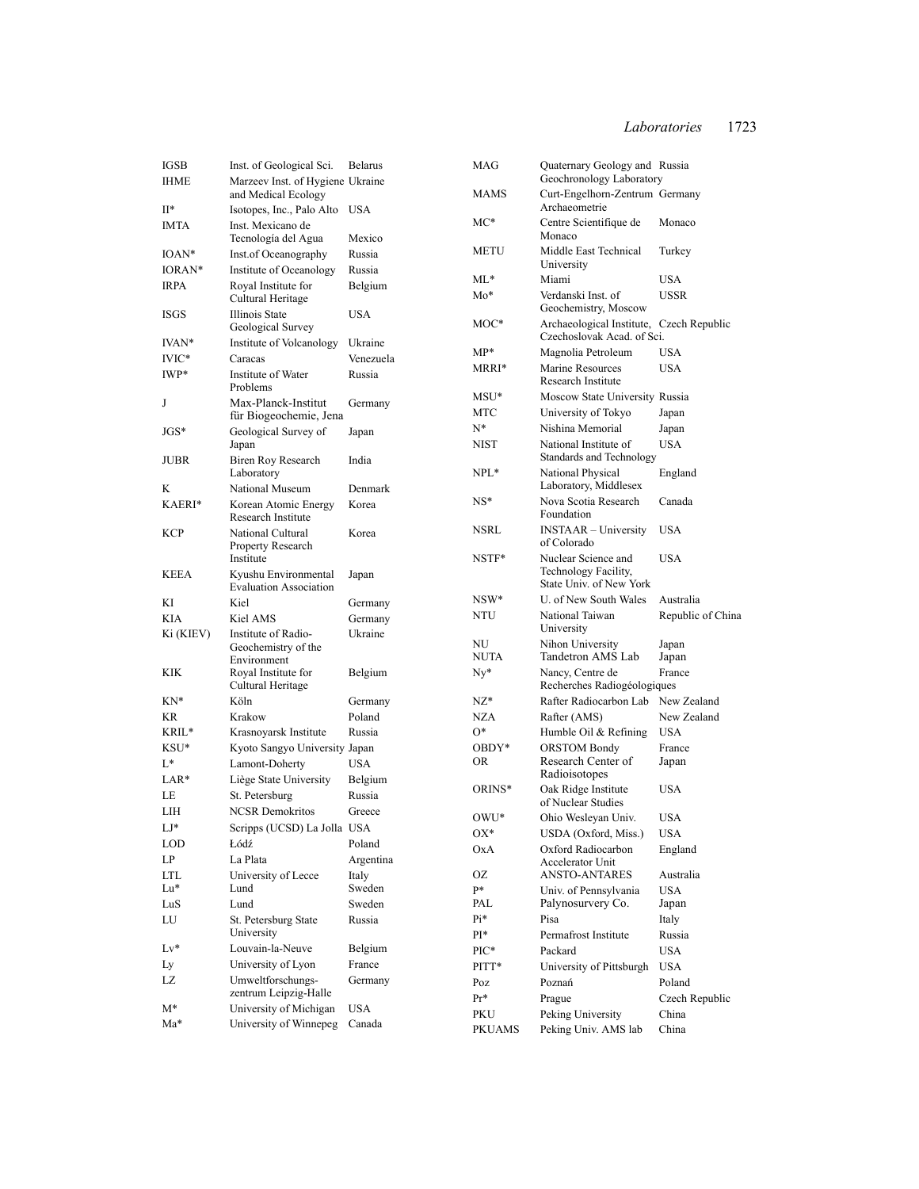| Code | Laboratory | Country |
|---|---|---|
| IGSB | Inst. of Geological Sci. | Belarus |
| IHME | Marzeev Inst. of Hygiene and Medical Ecology | Ukraine |
| II* | Isotopes, Inc., Palo Alto | USA |
| IMTA | Inst. Mexicano de Tecnología del Agua | Mexico |
| IOAN* | Inst.of Oceanography | Russia |
| IORAN* | Institute of Oceanology | Russia |
| IRPA | Royal Institute for Cultural Heritage | Belgium |
| ISGS | Illinois State Geological Survey | USA |
| IVAN* | Institute of Volcanology | Ukraine |
| IVIC* | Caracas | Venezuela |
| IWP* | Institute of Water Problems | Russia |
| J | Max-Planck-Institut für Biogeochemie, Jena | Germany |
| JGS* | Geological Survey of Japan | Japan |
| JUBR | Biren Roy Research Laboratory | India |
| K | National Museum | Denmark |
| KAERI* | Korean Atomic Energy Research Institute | Korea |
| KCP | National Cultural Property Research Institute | Korea |
| KEEA | Kyushu Environmental Evaluation Association | Japan |
| KI | Kiel | Germany |
| KIA | Kiel AMS | Germany |
| Ki (KIEV) | Institute of Radio-Geochemistry of the Environment | Ukraine |
| KIK | Royal Institute for Cultural Heritage | Belgium |
| KN* | Köln | Germany |
| KR | Krakow | Poland |
| KRIL* | Krasnoyarsk Institute | Russia |
| KSU* | Kyoto Sangyo University | Japan |
| L* | Lamont-Doherty | USA |
| LAR* | Liège State University | Belgium |
| LE | St. Petersburg | Russia |
| LIH | NCSR Demokritos | Greece |
| LJ* | Scripps (UCSD) La Jolla | USA |
| LOD | Łódź | Poland |
| LP | La Plata | Argentina |
| LTL | University of Lecce | Italy |
| Lu* | Lund | Sweden |
| LuS | Lund | Sweden |
| LU | St. Petersburg State University | Russia |
| Lv* | Louvain-la-Neuve | Belgium |
| Ly | University of Lyon | France |
| LZ | Umweltforschungs-zentrum Leipzig-Halle | Germany |
| M* | University of Michigan | USA |
| Ma* | University of Winnepeg | Canada |
| MAG | Quaternary Geology and Geochronology Laboratory | Russia |
| MAMS | Curt-Engelhorn-Zentrum Archaeometrie | Germany |
| MC* | Centre Scientifique de Monaco | Monaco |
| METU | Middle East Technical University | Turkey |
| ML* | Miami | USA |
| Mo* | Verdanski Inst. of Geochemistry, Moscow | USSR |
| MOC* | Archaeological Institute, Czechoslovak Acad. of Sci. | Czech Republic |
| MP* | Magnolia Petroleum | USA |
| MRRI* | Marine Resources Research Institute | USA |
| MSU* | Moscow State University | Russia |
| MTC | University of Tokyo | Japan |
| N* | Nishina Memorial | Japan |
| NIST | National Institute of Standards and Technology | USA |
| NPL* | National Physical Laboratory, Middlesex | England |
| NS* | Nova Scotia Research Foundation | Canada |
| NSRL | INSTAAR – University of Colorado | USA |
| NSTF* | Nuclear Science and Technology Facility, State Univ. of New York | USA |
| NSW* | U. of New South Wales | Australia |
| NTU | National Taiwan University | Republic of China |
| NU | Nihon University | Japan |
| NUTA | Tandetron AMS Lab | Japan |
| Ny* | Nancy, Centre de Recherches Radiogéologiques | France |
| NZ* | Rafter Radiocarbon Lab | New Zealand |
| NZA | Rafter (AMS) | New Zealand |
| O* | Humble Oil & Refining | USA |
| OBDY* | ORSTOM Bondy | France |
| OR | Research Center of Radioisotopes | Japan |
| ORINS* | Oak Ridge Institute of Nuclear Studies | USA |
| OWU* | Ohio Wesleyan Univ. | USA |
| OX* | USDA (Oxford, Miss.) | USA |
| OxA | Oxford Radiocarbon Accelerator Unit | England |
| OZ | ANSTO-ANTARES | Australia |
| P* | Univ. of Pennsylvania | USA |
| PAL | Palynosurvery Co. | Japan |
| Pi* | Pisa | Italy |
| PI* | Permafrost Institute | Russia |
| PIC* | Packard | USA |
| PITT* | University of Pittsburgh | USA |
| Poz | Poznań | Poland |
| Pr* | Prague | Czech Republic |
| PKU | Peking University | China |
| PKUAMS | Peking Univ. AMS lab | China |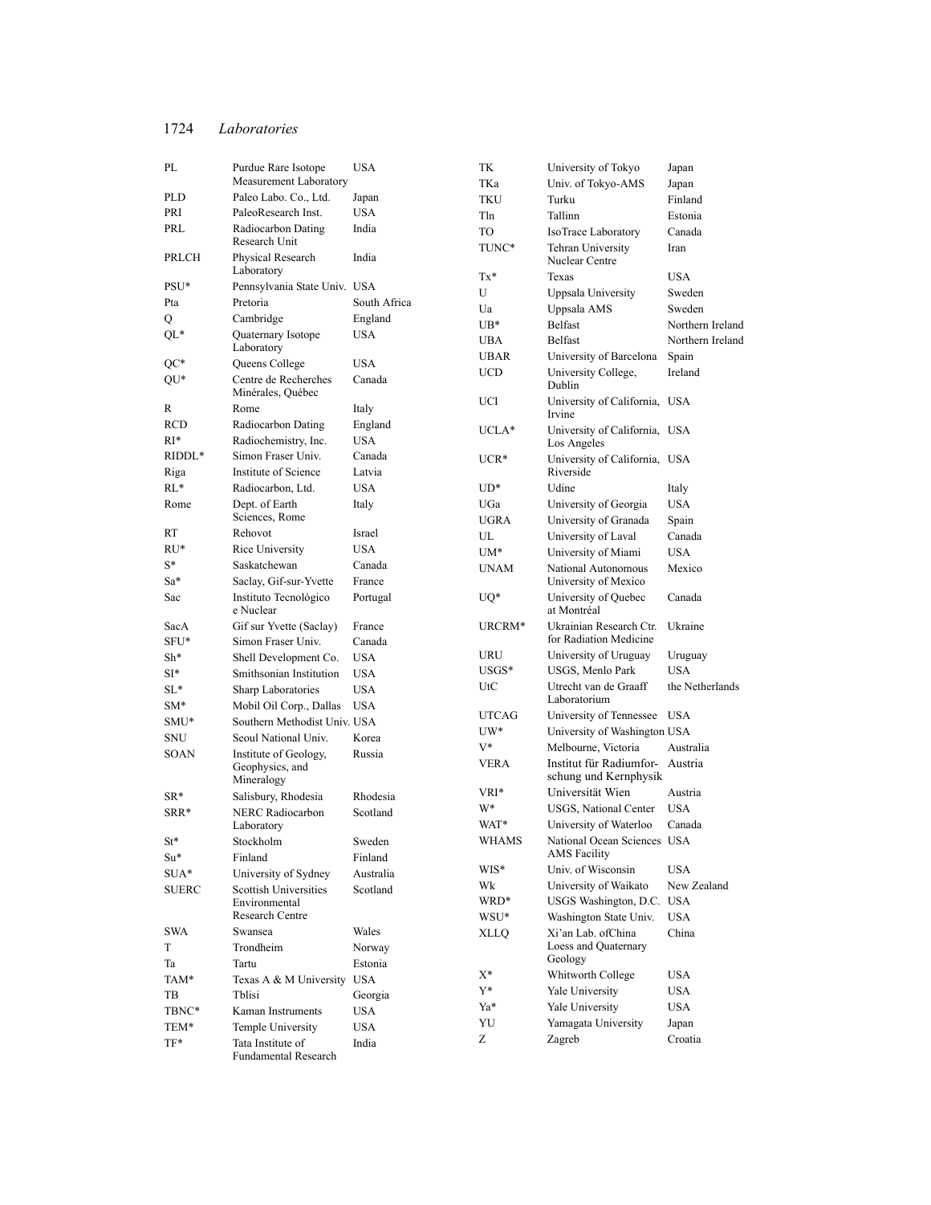| | | |
|---|---|---|
| PL | Purdue Rare Isotope Measurement Laboratory | USA |
| PLD | Paleo Labo. Co., Ltd. | Japan |
| PRI | PaleoResearch Inst. | USA |
| PRL | Radiocarbon Dating Research Unit | India |
| PRLCH | Physical Research Laboratory | India |
| PSU* | Pennsylvania State Univ. | USA |
| Pta | Pretoria | South Africa |
| Q | Cambridge | England |
| QL* | Quaternary Isotope Laboratory | USA |
| QC* | Queens College | USA |
| QU* | Centre de Recherches Minérales, Québec | Canada |
| R | Rome | Italy |
| RCD | Radiocarbon Dating | England |
| RI* | Radiochemistry, Inc. | USA |
| RIDDL* | Simon Fraser Univ. | Canada |
| Riga | Institute of Science | Latvia |
| RL* | Radiocarbon, Ltd. | USA |
| Rome | Dept. of Earth Sciences, Rome | Italy |
| RT | Rehovot | Israel |
| RU* | Rice University | USA |
| S* | Saskatchewan | Canada |
| Sa* | Saclay, Gif-sur-Yvette | France |
| Sac | Instituto Tecnológico e Nuclear | Portugal |
| SacA | Gif sur Yvette (Saclay) | France |
| SFU* | Simon Fraser Univ. | Canada |
| Sh* | Shell Development Co. | USA |
| SI* | Smithsonian Institution | USA |
| SL* | Sharp Laboratories | USA |
| SM* | Mobil Oil Corp., Dallas | USA |
| SMU* | Southern Methodist Univ. | USA |
| SNU | Seoul National Univ. | Korea |
| SOAN | Institute of Geology, Geophysics, and Mineralogy | Russia |
| SR* | Salisbury, Rhodesia | Rhodesia |
| SRR* | NERC Radiocarbon Laboratory | Scotland |
| St* | Stockholm | Sweden |
| Su* | Finland | Finland |
| SUA* | University of Sydney | Australia |
| SUERC | Scottish Universities Environmental Research Centre | Scotland |
| SWA | Swansea | Wales |
| T | Trondheim | Norway |
| Ta | Tartu | Estonia |
| TAM* | Texas A & M University | USA |
| TB | Tblisi | Georgia |
| TBNC* | Kaman Instruments | USA |
| TEM* | Temple University | USA |
| TF* | Tata Institute of Fundamental Research | India |
| TK | University of Tokyo | Japan |
| TKa | Univ. of Tokyo-AMS | Japan |
| TKU | Turku | Finland |
| Tln | Tallinn | Estonia |
| TO | IsoTrace Laboratory | Canada |
| TUNC* | Tehran University Nuclear Centre | Iran |
| Tx* | Texas | USA |
| U | Uppsala University | Sweden |
| Ua | Uppsala AMS | Sweden |
| UB* | Belfast | Northern Ireland |
| UBA | Belfast | Northern Ireland |
| UBAR | University of Barcelona | Spain |
| UCD | University College, Dublin | Ireland |
| UCI | University of California, Irvine | USA |
| UCLA* | University of California, Los Angeles | USA |
| UCR* | University of California, Riverside | USA |
| UD* | Udine | Italy |
| UGa | University of Georgia | USA |
| UGRA | University of Granada | Spain |
| UL | University of Laval | Canada |
| UM* | University of Miami | USA |
| UNAM | National Autonomous University of Mexico | Mexico |
| UQ* | University of Quebec at Montréal | Canada |
| URCRM* | Ukrainian Research Ctr. for Radiation Medicine | Ukraine |
| URU | University of Uruguay | Uruguay |
| USGS* | USGS, Menlo Park | USA |
| UtC | Utrecht van de Graaff Laboratorium | the Netherlands |
| UTCAG | University of Tennessee | USA |
| UW* | University of Washington | USA |
| V* | Melbourne, Victoria | Australia |
| VERA | Institut für Radiumforschung und Kernphysik | Austria |
| VRI* | Universität Wien | Austria |
| W* | USGS, National Center | USA |
| WAT* | University of Waterloo | Canada |
| WHAMS | National Ocean Sciences AMS Facility | USA |
| WIS* | Univ. of Wisconsin | USA |
| Wk | University of Waikato | New Zealand |
| WRD* | USGS Washington, D.C. | USA |
| WSU* | Washington State Univ. | USA |
| XLLQ | Xi'an Lab. ofChina Loess and Quaternary Geology | China |
| X* | Whitworth College | USA |
| Y* | Yale University | USA |
| Ya* | Yale University | USA |
| YU | Yamagata University | Japan |
| Z | Zagreb | Croatia |